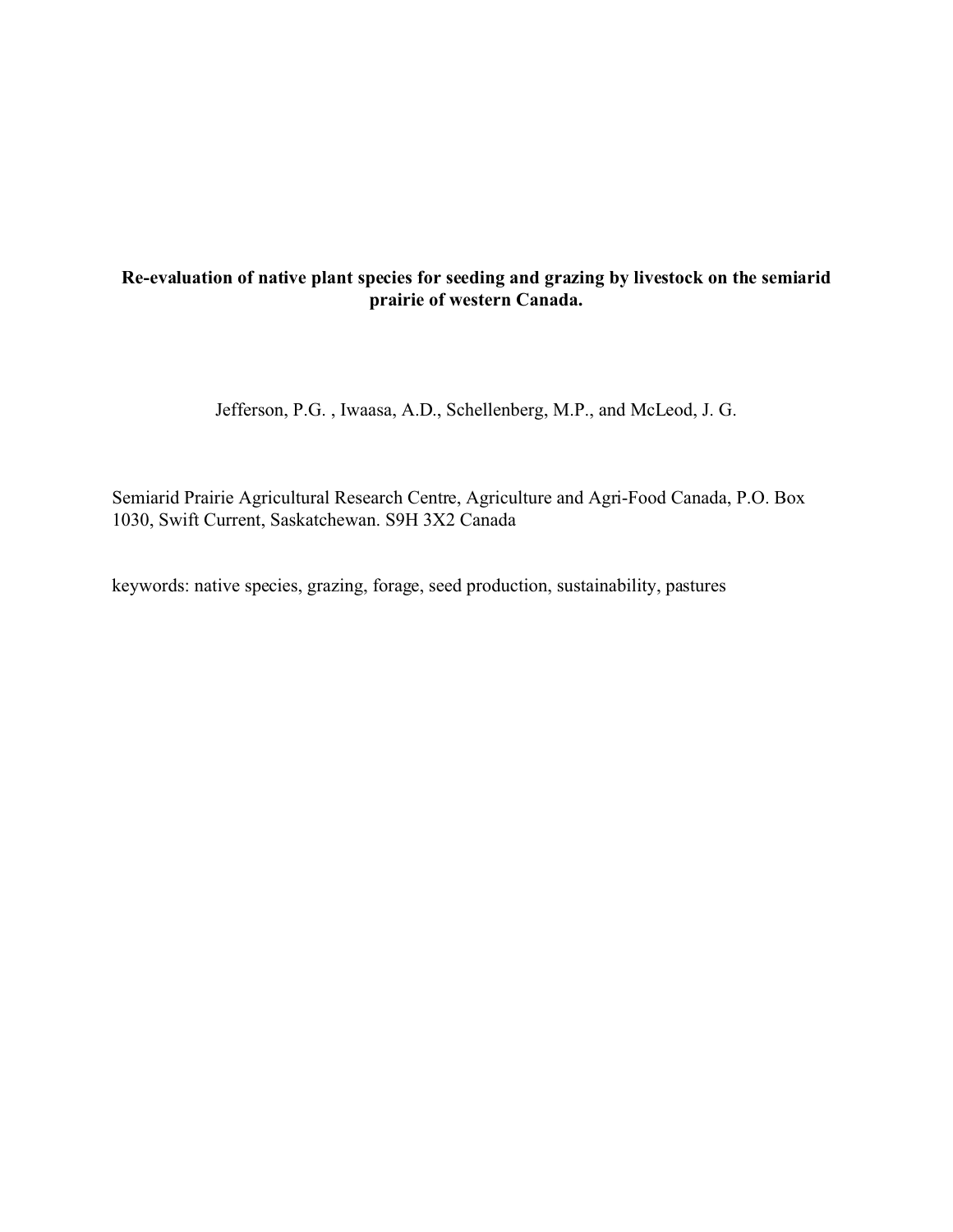**Re-evaluation of native plant species for seeding and grazing by livestock on the semiarid prairie of western Canada.**

Jefferson, P.G. , Iwaasa, A.D., Schellenberg, M.P., and McLeod, J. G.

Semiarid Prairie Agricultural Research Centre, Agriculture and Agri-Food Canada, P.O. Box 1030, Swift Current, Saskatchewan. S9H 3X2 Canada

keywords: native species, grazing, forage, seed production, sustainability, pastures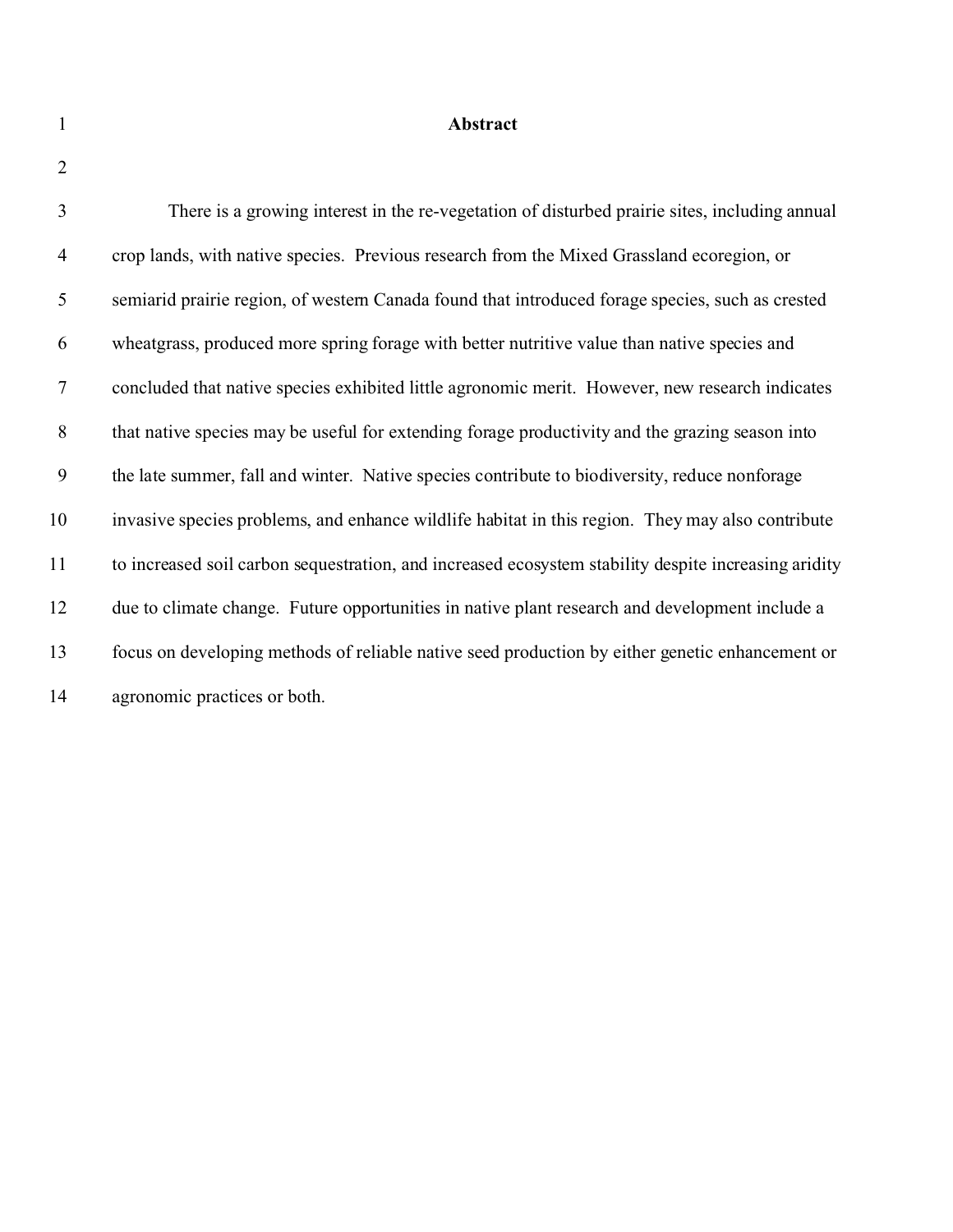# Abstract

There is a growing interest in the re-vegetation of disturbed prairie sites, including annual crop lands, with native species. Previous research from the Mixed Grassland ecoregion, or semiarid prairie region, of western Canada found that introduced forage species, such as crested wheatgrass, produced more spring forage with better nutritive value than native species and concluded that native species exhibited little agronomic merit. However, new research indicates that native species may be useful for extending forage productivity and the grazing season into the late summer, fall and winter. Native species contribute to biodiversity, reduce nonforage invasive species problems, and enhance wildlife habitat in this region. They may also contribute to increased soil carbon sequestration, and increased ecosystem stability despite increasing aridity due to climate change. Future opportunities in native plant research and development include a focus on developing methods of reliable native seed production by either genetic enhancement or agronomic practices or both.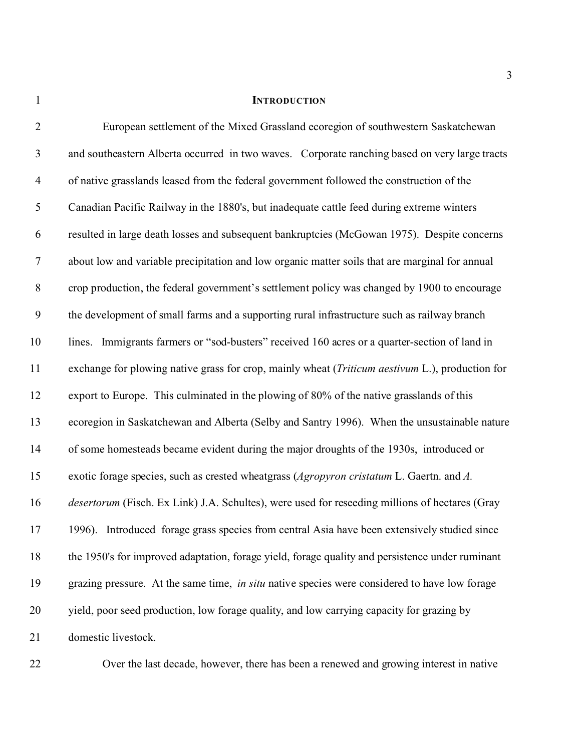# INTRODUCTION

European settlement of the Mixed Grassland ecoregion of southwestern Saskatchewan and southeastern Alberta occurred in two waves. Corporate ranching based on very large tracts of native grasslands leased from the federal government followed the construction of the Canadian Pacific Railway in the 1880's, but inadequate cattle feed during extreme winters resulted in large death losses and subsequent bankruptcies (McGowan 1975). Despite concerns about low and variable precipitation and low organic matter soils that are marginal for annual crop production, the federal government's settlement policy was changed by 1900 to encourage the development of small farms and a supporting rural infrastructure such as railway branch lines. Immigrants farmers or "sod-busters" received 160 acres or a quarter-section of land in exchange for plowing native grass for crop, mainly wheat (*Triticum aestivum* L.), production for export to Europe. This culminated in the plowing of 80% of the native grasslands of this ecoregion in Saskatchewan and Alberta (Selby and Santry 1996). When the unsustainable nature of some homesteads became evident during the major droughts of the 1930s, introduced or exotic forage species, such as crested wheatgrass (*Agropyron cristatum* L. Gaertn. and *A. desertorum* (Fisch. Ex Link) J.A. Schultes), were used for reseeding millions of hectares (Gray 1996). Introduced forage grass species from central Asia have been extensively studied since the 1950's for improved adaptation, forage yield, forage quality and persistence under ruminant grazing pressure. At the same time, *in situ* native species were considered to have low forage yield, poor seed production, low forage quality, and low carrying capacity for grazing by domestic livestock.

Over the last decade, however, there has been a renewed and growing interest in native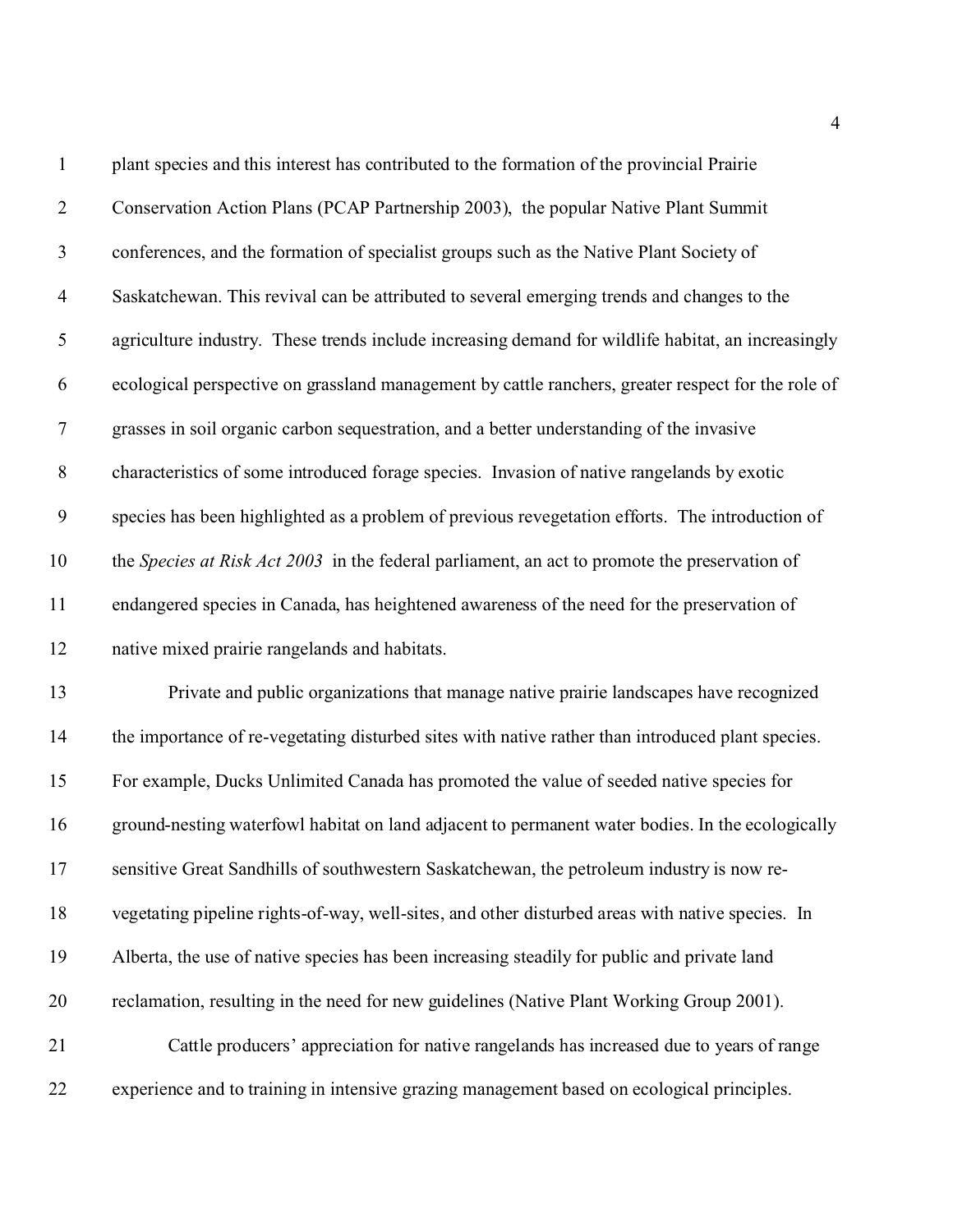plant species and this interest has contributed to the formation of the provincial Prairie Conservation Action Plans (PCAP Partnership 2003), the popular Native Plant Summit conferences, and the formation of specialist groups such as the Native Plant Society of Saskatchewan. This revival can be attributed to several emerging trends and changes to the agriculture industry. These trends include increasing demand for wildlife habitat, an increasingly ecological perspective on grassland management by cattle ranchers, greater respect for the role of grasses in soil organic carbon sequestration, and a better understanding of the invasive characteristics of some introduced forage species. Invasion of native rangelands by exotic species has been highlighted as a problem of previous revegetation efforts. The introduction of the *Species at Risk Act 2003* in the federal parliament, an act to promote the preservation of endangered species in Canada, has heightened awareness of the need for the preservation of native mixed prairie rangelands and habitats.

Private and public organizations that manage native prairie landscapes have recognized the importance of re-vegetating disturbed sites with native rather than introduced plant species. For example, Ducks Unlimited Canada has promoted the value of seeded native species for ground-nesting waterfowl habitat on land adjacent to permanent water bodies. In the ecologically sensitive Great Sandhills of southwestern Saskatchewan, the petroleum industry is now re-vegetating pipeline rights-of-way, well-sites, and other disturbed areas with native species. In Alberta, the use of native species has been increasing steadily for public and private land reclamation, resulting in the need for new guidelines (Native Plant Working Group 2001).

Cattle producers' appreciation for native rangelands has increased due to years of range experience and to training in intensive grazing management based on ecological principles.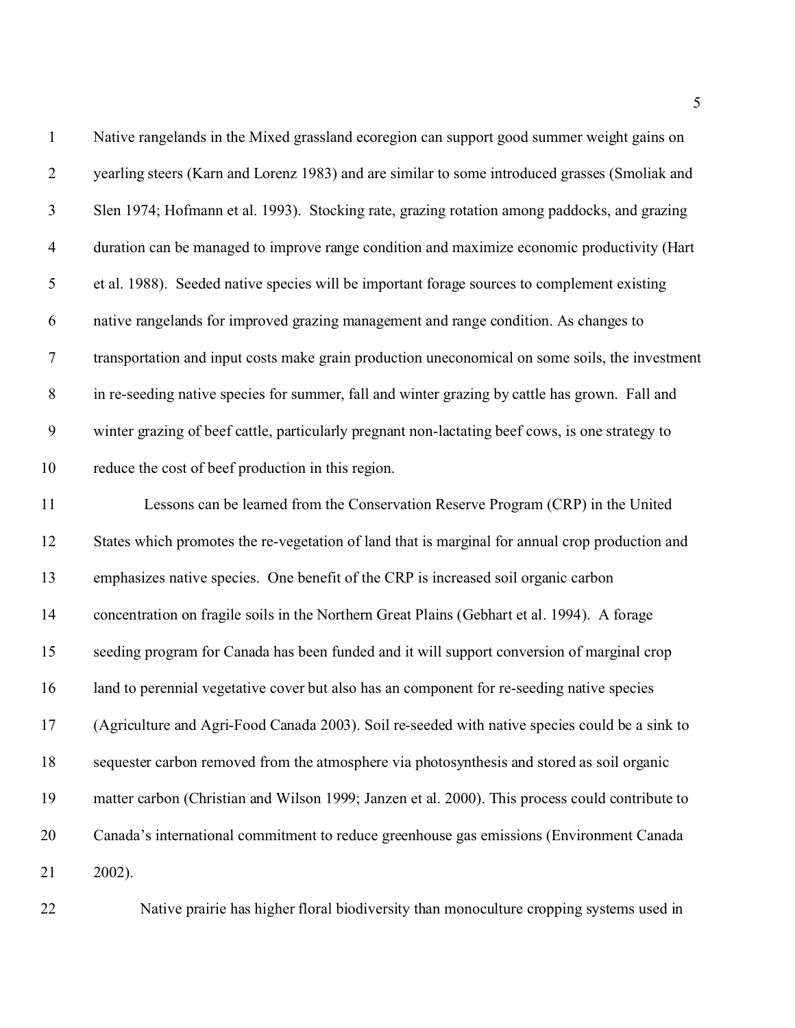Native rangelands in the Mixed grassland ecoregion can support good summer weight gains on yearling steers (Karn and Lorenz 1983) and are similar to some introduced grasses (Smoliak and Slen 1974; Hofmann et al. 1993). Stocking rate, grazing rotation among paddocks, and grazing duration can be managed to improve range condition and maximize economic productivity (Hart et al. 1988). Seeded native species will be important forage sources to complement existing native rangelands for improved grazing management and range condition. As changes to transportation and input costs make grain production uneconomical on some soils, the investment in re-seeding native species for summer, fall and winter grazing by cattle has grown. Fall and winter grazing of beef cattle, particularly pregnant non-lactating beef cows, is one strategy to reduce the cost of beef production in this region.

Lessons can be learned from the Conservation Reserve Program (CRP) in the United States which promotes the re-vegetation of land that is marginal for annual crop production and emphasizes native species. One benefit of the CRP is increased soil organic carbon concentration on fragile soils in the Northern Great Plains (Gebhart et al. 1994). A forage seeding program for Canada has been funded and it will support conversion of marginal crop land to perennial vegetative cover but also has an component for re-seeding native species (Agriculture and Agri-Food Canada 2003). Soil re-seeded with native species could be a sink to sequester carbon removed from the atmosphere via photosynthesis and stored as soil organic matter carbon (Christian and Wilson 1999; Janzen et al. 2000). This process could contribute to Canada's international commitment to reduce greenhouse gas emissions (Environment Canada 2002).

Native prairie has higher floral biodiversity than monoculture cropping systems used in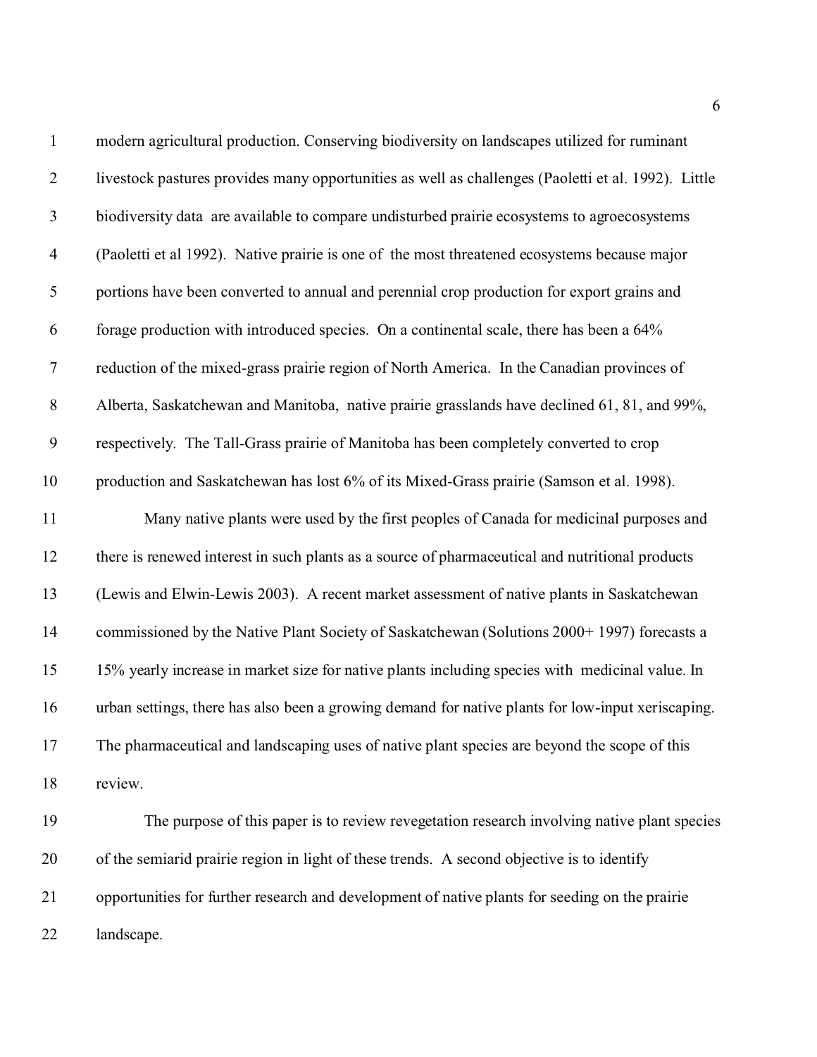modern agricultural production. Conserving biodiversity on landscapes utilized for ruminant livestock pastures provides many opportunities as well as challenges (Paoletti et al. 1992). Little biodiversity data are available to compare undisturbed prairie ecosystems to agroecosystems (Paoletti et al 1992). Native prairie is one of the most threatened ecosystems because major portions have been converted to annual and perennial crop production for export grains and forage production with introduced species. On a continental scale, there has been a 64% reduction of the mixed-grass prairie region of North America. In the Canadian provinces of Alberta, Saskatchewan and Manitoba, native prairie grasslands have declined 61, 81, and 99%, respectively. The Tall-Grass prairie of Manitoba has been completely converted to crop production and Saskatchewan has lost 6% of its Mixed-Grass prairie (Samson et al. 1998).

Many native plants were used by the first peoples of Canada for medicinal purposes and there is renewed interest in such plants as a source of pharmaceutical and nutritional products (Lewis and Elwin-Lewis 2003). A recent market assessment of native plants in Saskatchewan commissioned by the Native Plant Society of Saskatchewan (Solutions 2000+ 1997) forecasts a 15% yearly increase in market size for native plants including species with medicinal value. In urban settings, there has also been a growing demand for native plants for low-input xeriscaping. The pharmaceutical and landscaping uses of native plant species are beyond the scope of this review.

The purpose of this paper is to review revegetation research involving native plant species of the semiarid prairie region in light of these trends. A second objective is to identify opportunities for further research and development of native plants for seeding on the prairie landscape.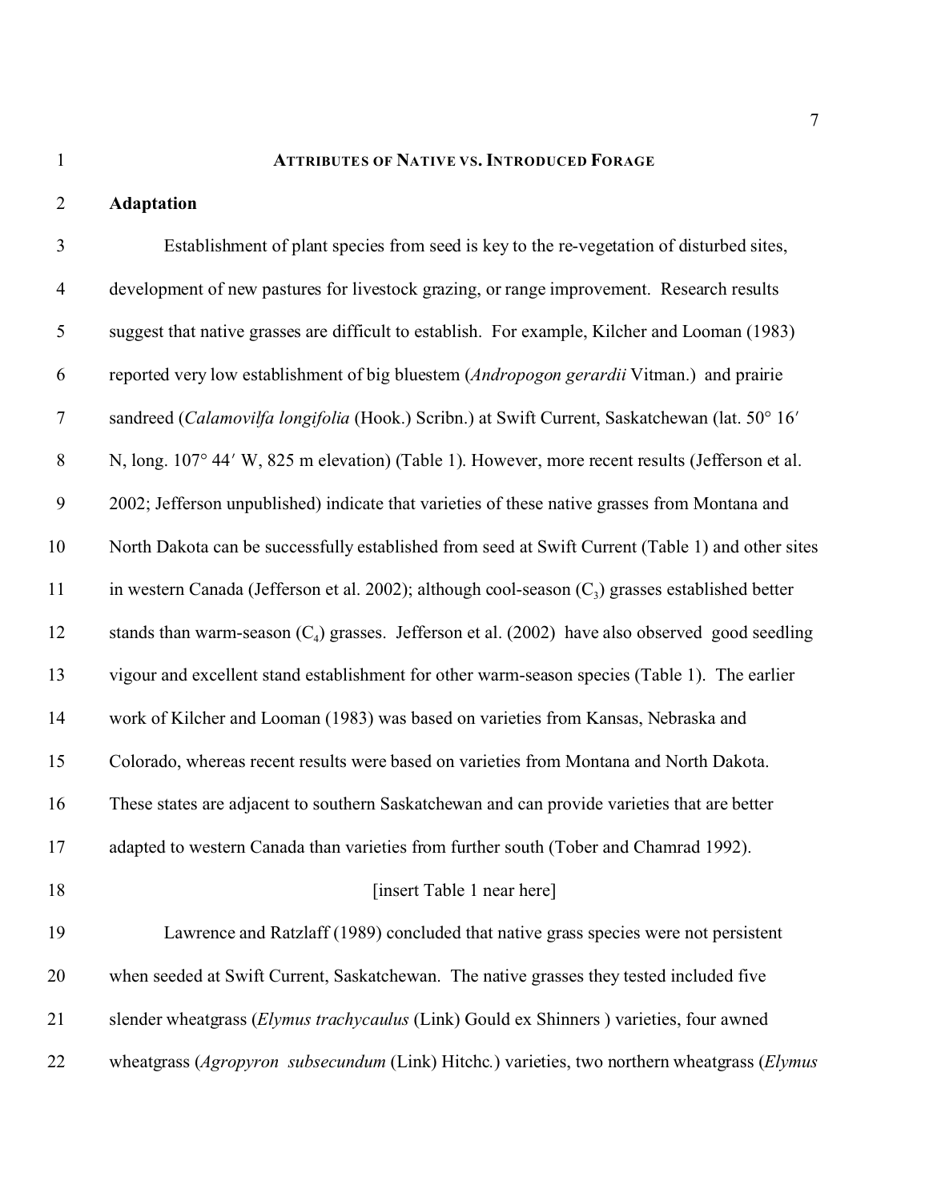## ATTRIBUTES OF NATIVE VS. INTRODUCED FORAGE

### Adaptation

Establishment of plant species from seed is key to the re-vegetation of disturbed sites, development of new pastures for livestock grazing, or range improvement. Research results suggest that native grasses are difficult to establish. For example, Kilcher and Looman (1983) reported very low establishment of big bluestem (*Andropogon gerardii* Vitman.) and prairie sandreed (*Calamovilfa longifolia* (Hook.) Scribn.) at Swift Current, Saskatchewan (lat. 50° 16′ N, long. 107° 44′ W, 825 m elevation) (Table 1). However, more recent results (Jefferson et al. 2002; Jefferson unpublished) indicate that varieties of these native grasses from Montana and North Dakota can be successfully established from seed at Swift Current (Table 1) and other sites in western Canada (Jefferson et al. 2002); although cool-season ($C_3$) grasses established better stands than warm-season ($C_4$) grasses. Jefferson et al. (2002) have also observed good seedling vigour and excellent stand establishment for other warm-season species (Table 1). The earlier work of Kilcher and Looman (1983) was based on varieties from Kansas, Nebraska and Colorado, whereas recent results were based on varieties from Montana and North Dakota. These states are adjacent to southern Saskatchewan and can provide varieties that are better adapted to western Canada than varieties from further south (Tober and Chamrad 1992).

[insert Table 1 near here]

Lawrence and Ratzlaff (1989) concluded that native grass species were not persistent when seeded at Swift Current, Saskatchewan. The native grasses they tested included five slender wheatgrass (*Elymus trachycaulus* (Link) Gould ex Shinners ) varieties, four awned wheatgrass (*Agropyron subsecundum* (Link) Hitchc.) varieties, two northern wheatgrass (*Elymus*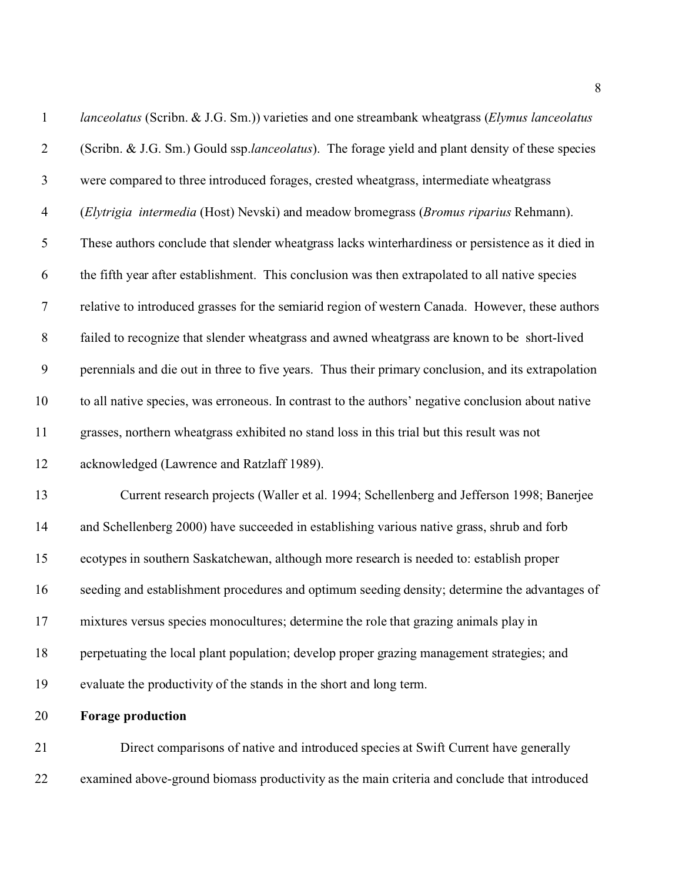*lanceolatus* (Scribn. & J.G. Sm.)) varieties and one streambank wheatgrass (*Elymus lanceolatus* (Scribn. & J.G. Sm.) Gould ssp.*lanceolatus*). The forage yield and plant density of these species were compared to three introduced forages, crested wheatgrass, intermediate wheatgrass (*Elytrigia intermedia* (Host) Nevski) and meadow bromegrass (*Bromus riparius* Rehmann). These authors conclude that slender wheatgrass lacks winterhardiness or persistence as it died in the fifth year after establishment. This conclusion was then extrapolated to all native species relative to introduced grasses for the semiarid region of western Canada. However, these authors failed to recognize that slender wheatgrass and awned wheatgrass are known to be short-lived perennials and die out in three to five years. Thus their primary conclusion, and its extrapolation to all native species, was erroneous. In contrast to the authors' negative conclusion about native grasses, northern wheatgrass exhibited no stand loss in this trial but this result was not acknowledged (Lawrence and Ratzlaff 1989).

Current research projects (Waller et al. 1994; Schellenberg and Jefferson 1998; Banerjee and Schellenberg 2000) have succeeded in establishing various native grass, shrub and forb ecotypes in southern Saskatchewan, although more research is needed to: establish proper seeding and establishment procedures and optimum seeding density; determine the advantages of mixtures versus species monocultures; determine the role that grazing animals play in perpetuating the local plant population; develop proper grazing management strategies; and evaluate the productivity of the stands in the short and long term.

**Forage production**

Direct comparisons of native and introduced species at Swift Current have generally examined above-ground biomass productivity as the main criteria and conclude that introduced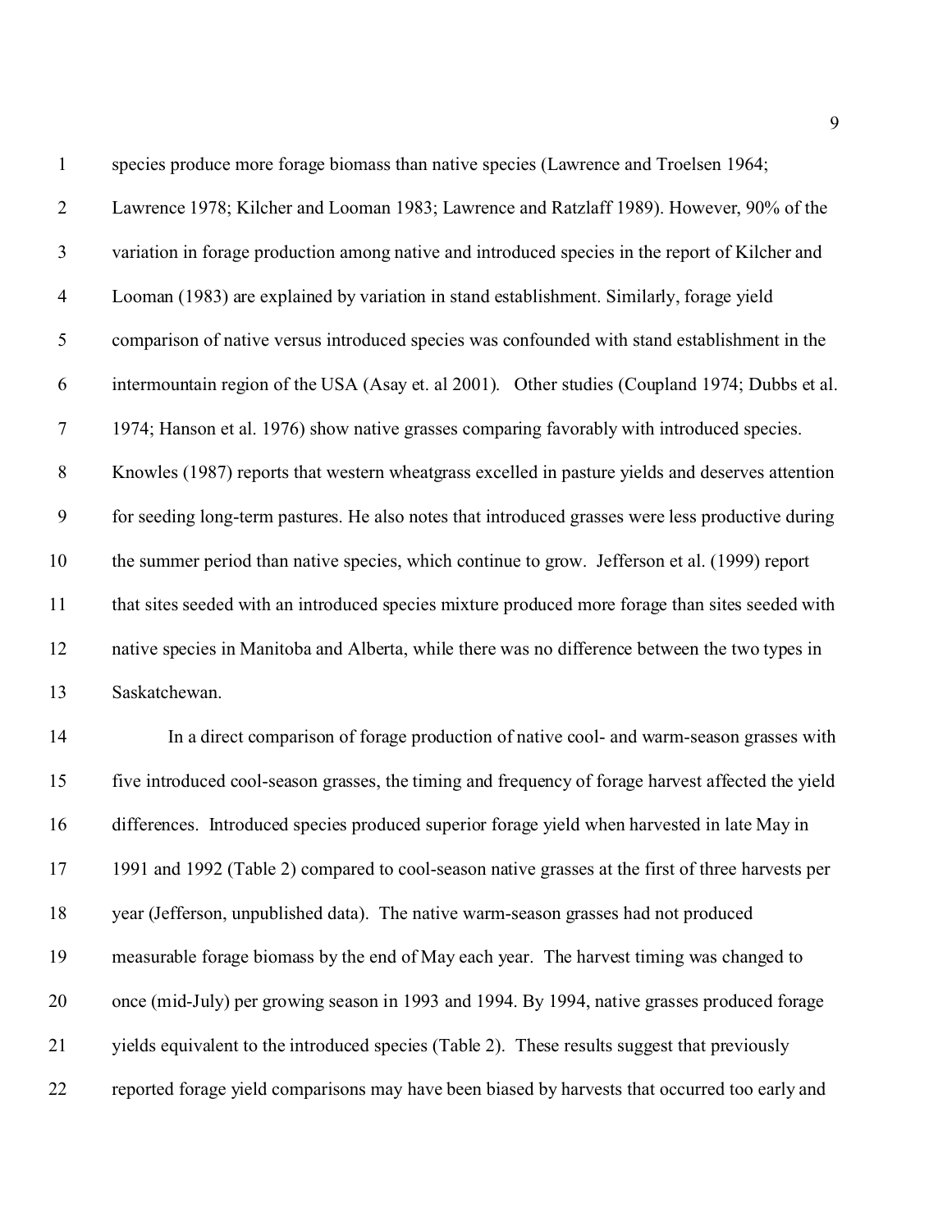species produce more forage biomass than native species (Lawrence and Troelsen 1964; Lawrence 1978; Kilcher and Looman 1983; Lawrence and Ratzlaff 1989). However, 90% of the variation in forage production among native and introduced species in the report of Kilcher and Looman (1983) are explained by variation in stand establishment. Similarly, forage yield comparison of native versus introduced species was confounded with stand establishment in the intermountain region of the USA (Asay et. al 2001). Other studies (Coupland 1974; Dubbs et al. 1974; Hanson et al. 1976) show native grasses comparing favorably with introduced species. Knowles (1987) reports that western wheatgrass excelled in pasture yields and deserves attention for seeding long-term pastures. He also notes that introduced grasses were less productive during the summer period than native species, which continue to grow. Jefferson et al. (1999) report that sites seeded with an introduced species mixture produced more forage than sites seeded with native species in Manitoba and Alberta, while there was no difference between the two types in Saskatchewan.

In a direct comparison of forage production of native cool- and warm-season grasses with five introduced cool-season grasses, the timing and frequency of forage harvest affected the yield differences. Introduced species produced superior forage yield when harvested in late May in 1991 and 1992 (Table 2) compared to cool-season native grasses at the first of three harvests per year (Jefferson, unpublished data). The native warm-season grasses had not produced measurable forage biomass by the end of May each year. The harvest timing was changed to once (mid-July) per growing season in 1993 and 1994. By 1994, native grasses produced forage yields equivalent to the introduced species (Table 2). These results suggest that previously reported forage yield comparisons may have been biased by harvests that occurred too early and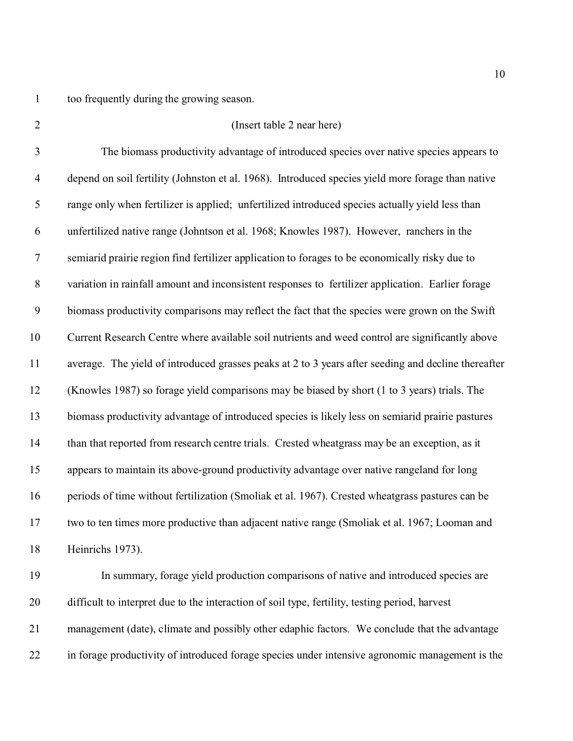too frequently during the growing season.

(Insert table 2 near here)

The biomass productivity advantage of introduced species over native species appears to depend on soil fertility (Johnston et al. 1968). Introduced species yield more forage than native range only when fertilizer is applied; unfertilized introduced species actually yield less than unfertilized native range (Johntson et al. 1968; Knowles 1987). However, ranchers in the semiarid prairie region find fertilizer application to forages to be economically risky due to variation in rainfall amount and inconsistent responses to fertilizer application. Earlier forage biomass productivity comparisons may reflect the fact that the species were grown on the Swift Current Research Centre where available soil nutrients and weed control are significantly above average. The yield of introduced grasses peaks at 2 to 3 years after seeding and decline thereafter (Knowles 1987) so forage yield comparisons may be biased by short (1 to 3 years) trials. The biomass productivity advantage of introduced species is likely less on semiarid prairie pastures than that reported from research centre trials. Crested wheatgrass may be an exception, as it appears to maintain its above-ground productivity advantage over native rangeland for long periods of time without fertilization (Smoliak et al. 1967). Crested wheatgrass pastures can be two to ten times more productive than adjacent native range (Smoliak et al. 1967; Looman and Heinrichs 1973).

In summary, forage yield production comparisons of native and introduced species are difficult to interpret due to the interaction of soil type, fertility, testing period, harvest management (date), climate and possibly other edaphic factors. We conclude that the advantage in forage productivity of introduced forage species under intensive agronomic management is the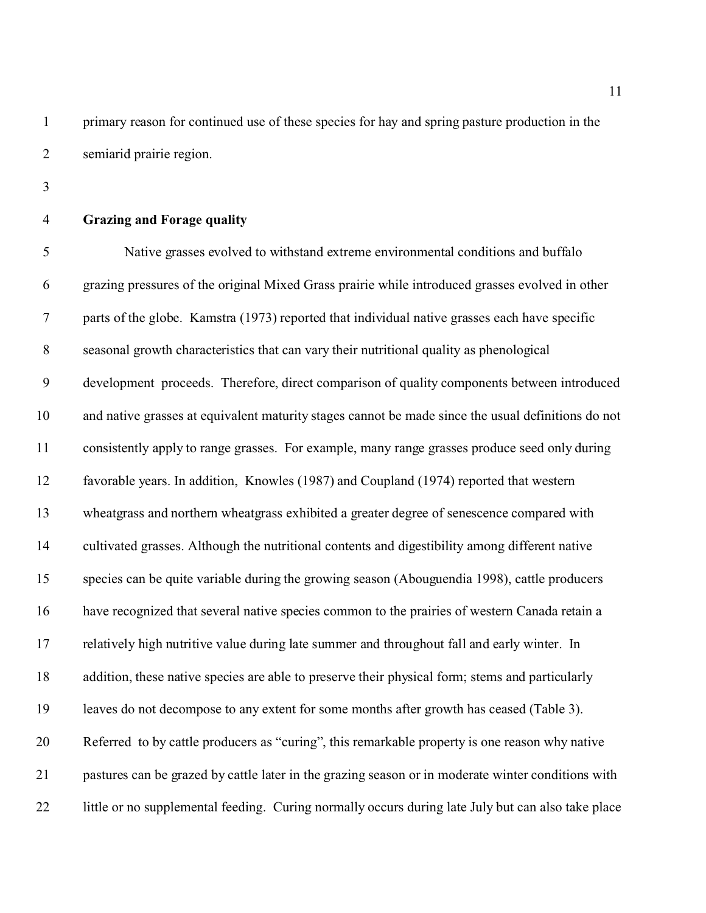primary reason for continued use of these species for hay and spring pasture production in the semiarid prairie region.

## Grazing and Forage quality

Native grasses evolved to withstand extreme environmental conditions and buffalo grazing pressures of the original Mixed Grass prairie while introduced grasses evolved in other parts of the globe. Kamstra (1973) reported that individual native grasses each have specific seasonal growth characteristics that can vary their nutritional quality as phenological development proceeds. Therefore, direct comparison of quality components between introduced and native grasses at equivalent maturity stages cannot be made since the usual definitions do not consistently apply to range grasses. For example, many range grasses produce seed only during favorable years. In addition, Knowles (1987) and Coupland (1974) reported that western wheatgrass and northern wheatgrass exhibited a greater degree of senescence compared with cultivated grasses. Although the nutritional contents and digestibility among different native species can be quite variable during the growing season (Abouguendia 1998), cattle producers have recognized that several native species common to the prairies of western Canada retain a relatively high nutritive value during late summer and throughout fall and early winter. In addition, these native species are able to preserve their physical form; stems and particularly leaves do not decompose to any extent for some months after growth has ceased (Table 3). Referred to by cattle producers as "curing", this remarkable property is one reason why native pastures can be grazed by cattle later in the grazing season or in moderate winter conditions with little or no supplemental feeding. Curing normally occurs during late July but can also take place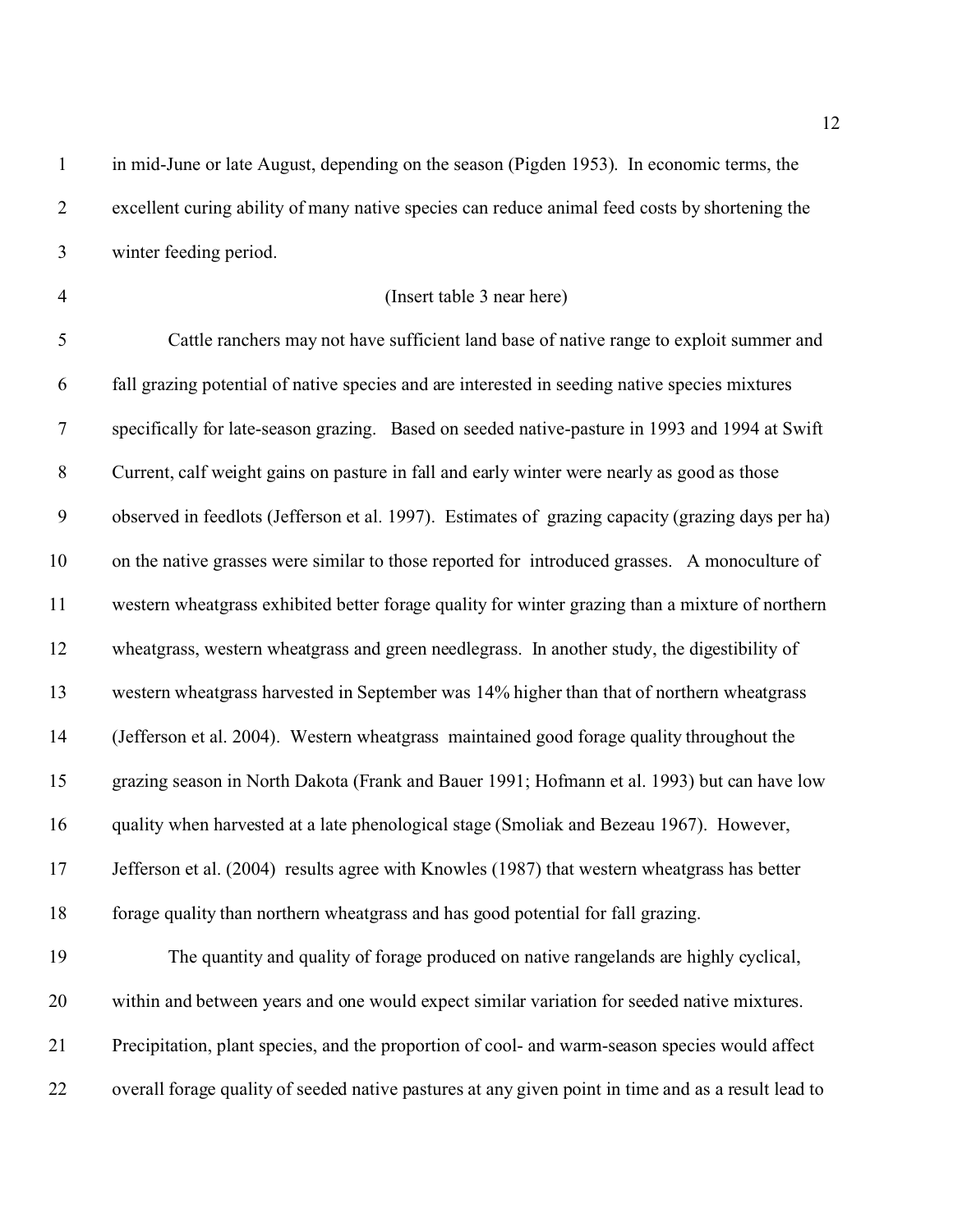in mid-June or late August, depending on the season (Pigden 1953). In economic terms, the excellent curing ability of many native species can reduce animal feed costs by shortening the winter feeding period.

(Insert table 3 near here)

Cattle ranchers may not have sufficient land base of native range to exploit summer and fall grazing potential of native species and are interested in seeding native species mixtures specifically for late-season grazing. Based on seeded native-pasture in 1993 and 1994 at Swift Current, calf weight gains on pasture in fall and early winter were nearly as good as those observed in feedlots (Jefferson et al. 1997). Estimates of grazing capacity (grazing days per ha) on the native grasses were similar to those reported for introduced grasses. A monoculture of western wheatgrass exhibited better forage quality for winter grazing than a mixture of northern wheatgrass, western wheatgrass and green needlegrass. In another study, the digestibility of western wheatgrass harvested in September was 14% higher than that of northern wheatgrass (Jefferson et al. 2004). Western wheatgrass maintained good forage quality throughout the grazing season in North Dakota (Frank and Bauer 1991; Hofmann et al. 1993) but can have low quality when harvested at a late phenological stage (Smoliak and Bezeau 1967). However, Jefferson et al. (2004) results agree with Knowles (1987) that western wheatgrass has better forage quality than northern wheatgrass and has good potential for fall grazing.

The quantity and quality of forage produced on native rangelands are highly cyclical, within and between years and one would expect similar variation for seeded native mixtures. Precipitation, plant species, and the proportion of cool- and warm-season species would affect overall forage quality of seeded native pastures at any given point in time and as a result lead to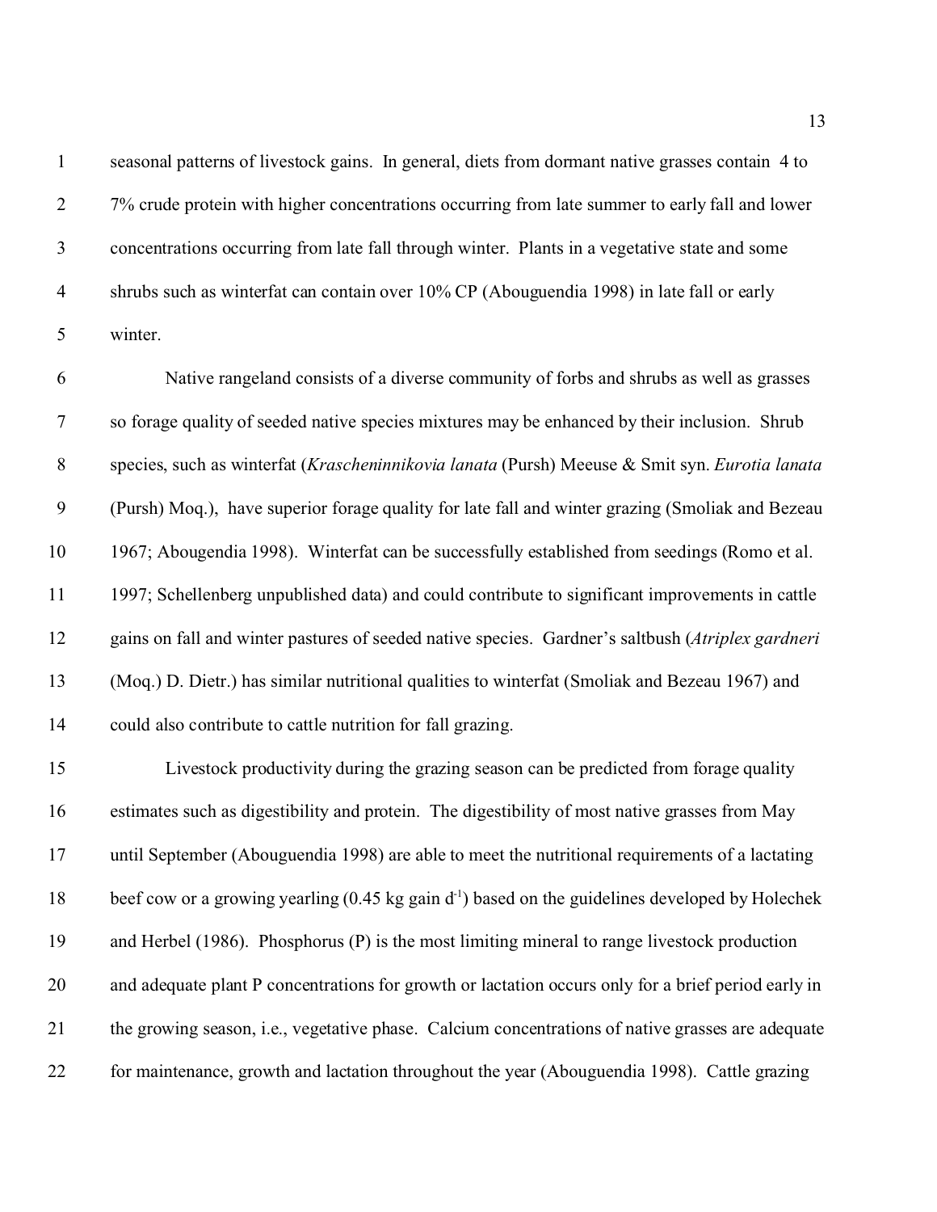seasonal patterns of livestock gains. In general, diets from dormant native grasses contain 4 to 7% crude protein with higher concentrations occurring from late summer to early fall and lower concentrations occurring from late fall through winter. Plants in a vegetative state and some shrubs such as winterfat can contain over 10% CP (Abouguendia 1998) in late fall or early winter.

Native rangeland consists of a diverse community of forbs and shrubs as well as grasses so forage quality of seeded native species mixtures may be enhanced by their inclusion. Shrub species, such as winterfat (*Krascheninnikovia lanata* (Pursh) Meeuse & Smit syn. *Eurotia lanata* (Pursh) Moq.), have superior forage quality for late fall and winter grazing (Smoliak and Bezeau 1967; Abougendia 1998). Winterfat can be successfully established from seedings (Romo et al. 1997; Schellenberg unpublished data) and could contribute to significant improvements in cattle gains on fall and winter pastures of seeded native species. Gardner's saltbush (*Atriplex gardneri* (Moq.) D. Dietr.) has similar nutritional qualities to winterfat (Smoliak and Bezeau 1967) and could also contribute to cattle nutrition for fall grazing.

Livestock productivity during the grazing season can be predicted from forage quality estimates such as digestibility and protein. The digestibility of most native grasses from May until September (Abouguendia 1998) are able to meet the nutritional requirements of a lactating beef cow or a growing yearling (0.45 kg gain $d^{-1}$) based on the guidelines developed by Holechek and Herbel (1986). Phosphorus (P) is the most limiting mineral to range livestock production and adequate plant P concentrations for growth or lactation occurs only for a brief period early in the growing season, i.e., vegetative phase. Calcium concentrations of native grasses are adequate for maintenance, growth and lactation throughout the year (Abouguendia 1998). Cattle grazing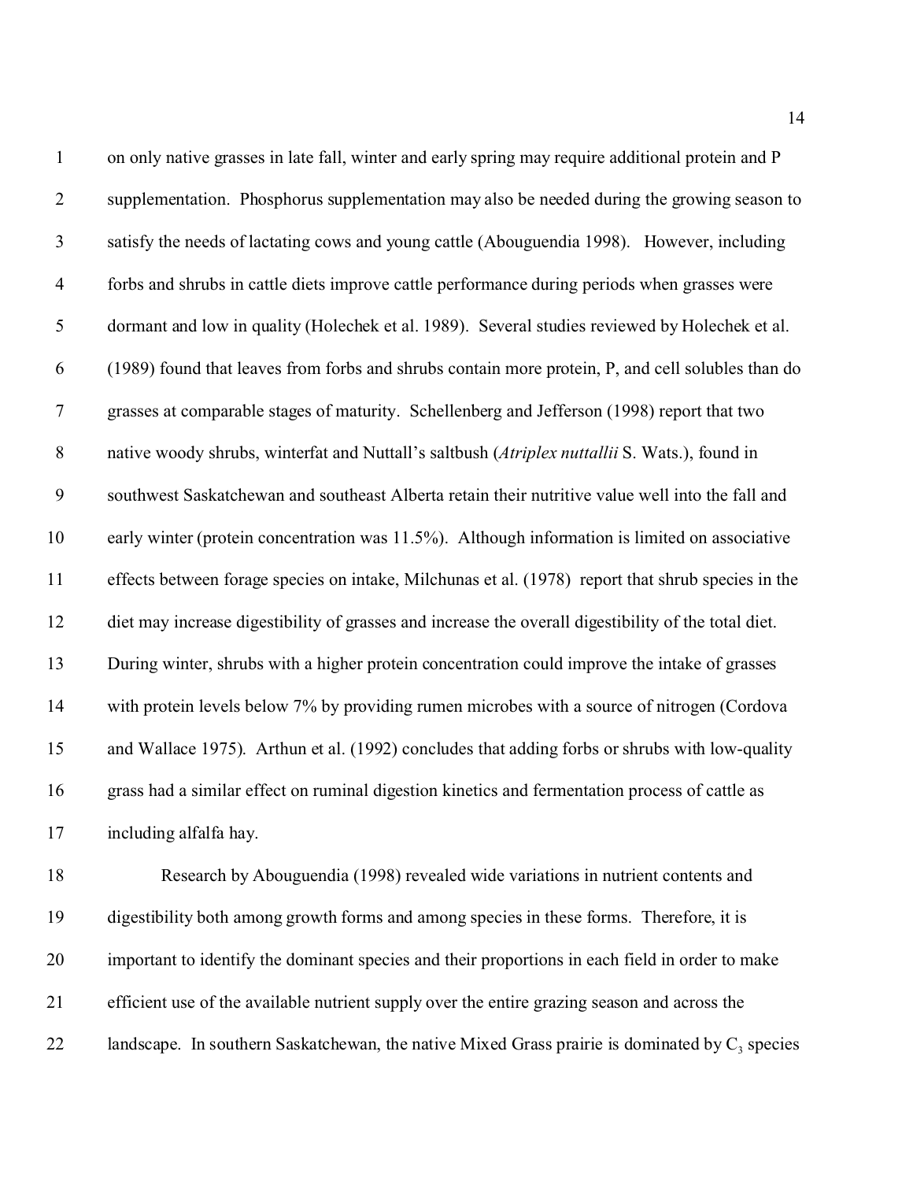on only native grasses in late fall, winter and early spring may require additional protein and P supplementation. Phosphorus supplementation may also be needed during the growing season to satisfy the needs of lactating cows and young cattle (Abouguendia 1998). However, including forbs and shrubs in cattle diets improve cattle performance during periods when grasses were dormant and low in quality (Holechek et al. 1989). Several studies reviewed by Holechek et al. (1989) found that leaves from forbs and shrubs contain more protein, P, and cell solubles than do grasses at comparable stages of maturity. Schellenberg and Jefferson (1998) report that two native woody shrubs, winterfat and Nuttall's saltbush (*Atriplex nuttallii* S. Wats.), found in southwest Saskatchewan and southeast Alberta retain their nutritive value well into the fall and early winter (protein concentration was 11.5%). Although information is limited on associative effects between forage species on intake, Milchunas et al. (1978) report that shrub species in the diet may increase digestibility of grasses and increase the overall digestibility of the total diet. During winter, shrubs with a higher protein concentration could improve the intake of grasses with protein levels below 7% by providing rumen microbes with a source of nitrogen (Cordova and Wallace 1975). Arthun et al. (1992) concludes that adding forbs or shrubs with low-quality grass had a similar effect on ruminal digestion kinetics and fermentation process of cattle as including alfalfa hay.

Research by Abouguendia (1998) revealed wide variations in nutrient contents and digestibility both among growth forms and among species in these forms. Therefore, it is important to identify the dominant species and their proportions in each field in order to make efficient use of the available nutrient supply over the entire grazing season and across the landscape. In southern Saskatchewan, the native Mixed Grass prairie is dominated by $C_3$ species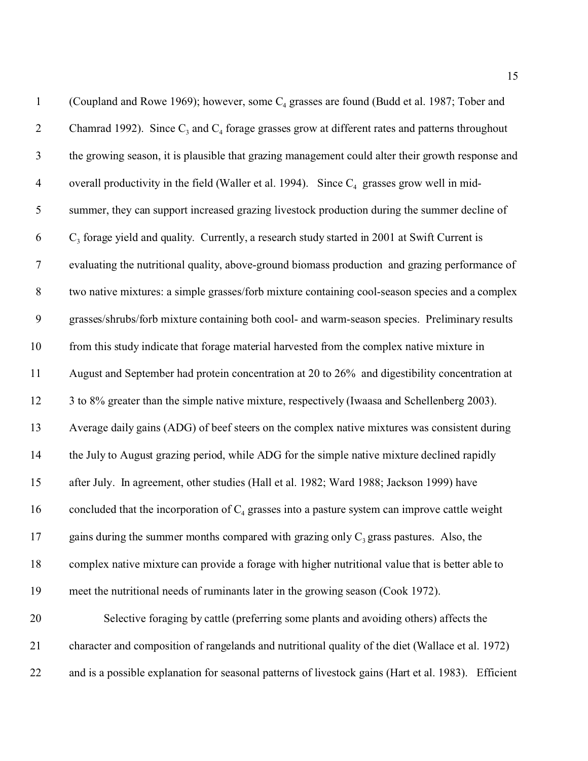(Coupland and Rowe 1969); however, some $C_4$ grasses are found (Budd et al. 1987; Tober and Chamrad 1992). Since $C_3$ and $C_4$ forage grasses grow at different rates and patterns throughout the growing season, it is plausible that grazing management could alter their growth response and overall productivity in the field (Waller et al. 1994). Since $C_4$ grasses grow well in mid-summer, they can support increased grazing livestock production during the summer decline of $C_3$ forage yield and quality. Currently, a research study started in 2001 at Swift Current is evaluating the nutritional quality, above-ground biomass production and grazing performance of two native mixtures: a simple grasses/forb mixture containing cool-season species and a complex grasses/shrubs/forb mixture containing both cool- and warm-season species. Preliminary results from this study indicate that forage material harvested from the complex native mixture in August and September had protein concentration at 20 to 26% and digestibility concentration at 3 to 8% greater than the simple native mixture, respectively (Iwaasa and Schellenberg 2003). Average daily gains (ADG) of beef steers on the complex native mixtures was consistent during the July to August grazing period, while ADG for the simple native mixture declined rapidly after July. In agreement, other studies (Hall et al. 1982; Ward 1988; Jackson 1999) have concluded that the incorporation of $C_4$ grasses into a pasture system can improve cattle weight gains during the summer months compared with grazing only $C_3$ grass pastures. Also, the complex native mixture can provide a forage with higher nutritional value that is better able to meet the nutritional needs of ruminants later in the growing season (Cook 1972).

Selective foraging by cattle (preferring some plants and avoiding others) affects the character and composition of rangelands and nutritional quality of the diet (Wallace et al. 1972) and is a possible explanation for seasonal patterns of livestock gains (Hart et al. 1983). Efficient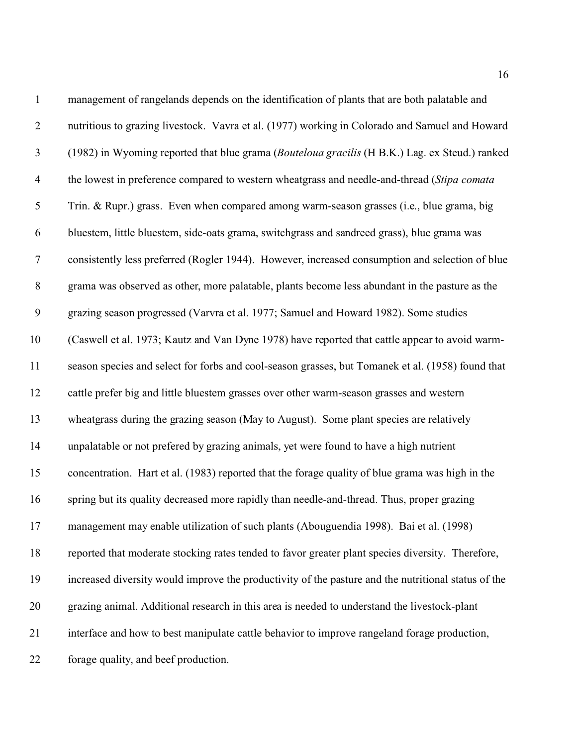management of rangelands depends on the identification of plants that are both palatable and nutritious to grazing livestock. Vavra et al. (1977) working in Colorado and Samuel and Howard (1982) in Wyoming reported that blue grama (*Bouteloua gracilis* (H B.K.) Lag. ex Steud.) ranked the lowest in preference compared to western wheatgrass and needle-and-thread (*Stipa comata* Trin. & Rupr.) grass. Even when compared among warm-season grasses (i.e., blue grama, big bluestem, little bluestem, side-oats grama, switchgrass and sandreed grass), blue grama was consistently less preferred (Rogler 1944). However, increased consumption and selection of blue grama was observed as other, more palatable, plants become less abundant in the pasture as the grazing season progressed (Varvra et al. 1977; Samuel and Howard 1982). Some studies (Caswell et al. 1973; Kautz and Van Dyne 1978) have reported that cattle appear to avoid warm-season species and select for forbs and cool-season grasses, but Tomanek et al. (1958) found that cattle prefer big and little bluestem grasses over other warm-season grasses and western wheatgrass during the grazing season (May to August). Some plant species are relatively unpalatable or not prefered by grazing animals, yet were found to have a high nutrient concentration. Hart et al. (1983) reported that the forage quality of blue grama was high in the spring but its quality decreased more rapidly than needle-and-thread. Thus, proper grazing management may enable utilization of such plants (Abouguendia 1998). Bai et al. (1998) reported that moderate stocking rates tended to favor greater plant species diversity. Therefore, increased diversity would improve the productivity of the pasture and the nutritional status of the grazing animal. Additional research in this area is needed to understand the livestock-plant interface and how to best manipulate cattle behavior to improve rangeland forage production, forage quality, and beef production.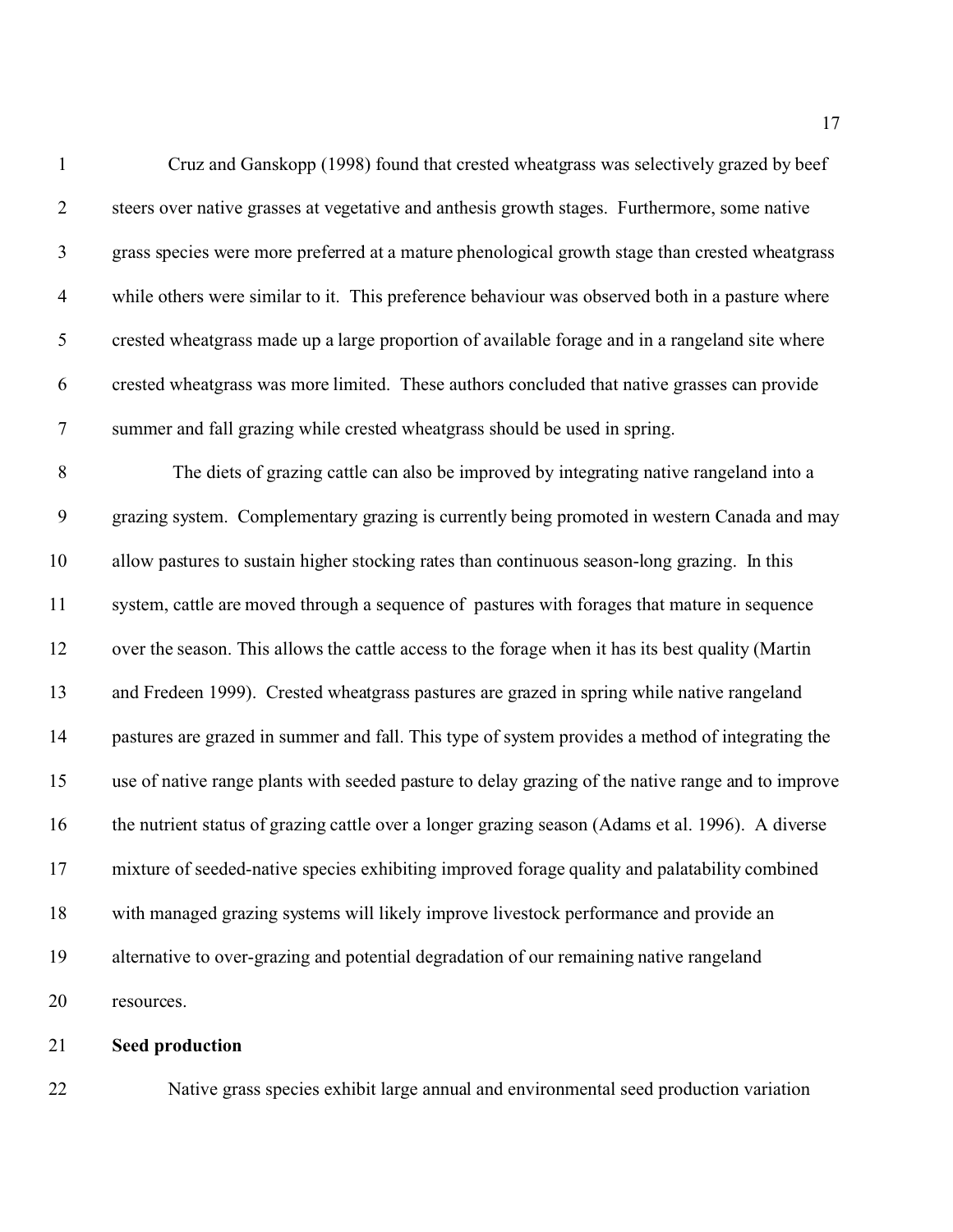Cruz and Ganskopp (1998) found that crested wheatgrass was selectively grazed by beef steers over native grasses at vegetative and anthesis growth stages. Furthermore, some native grass species were more preferred at a mature phenological growth stage than crested wheatgrass while others were similar to it. This preference behaviour was observed both in a pasture where crested wheatgrass made up a large proportion of available forage and in a rangeland site where crested wheatgrass was more limited. These authors concluded that native grasses can provide summer and fall grazing while crested wheatgrass should be used in spring.

The diets of grazing cattle can also be improved by integrating native rangeland into a grazing system. Complementary grazing is currently being promoted in western Canada and may allow pastures to sustain higher stocking rates than continuous season-long grazing. In this system, cattle are moved through a sequence of pastures with forages that mature in sequence over the season. This allows the cattle access to the forage when it has its best quality (Martin and Fredeen 1999). Crested wheatgrass pastures are grazed in spring while native rangeland pastures are grazed in summer and fall. This type of system provides a method of integrating the use of native range plants with seeded pasture to delay grazing of the native range and to improve the nutrient status of grazing cattle over a longer grazing season (Adams et al. 1996). A diverse mixture of seeded-native species exhibiting improved forage quality and palatability combined with managed grazing systems will likely improve livestock performance and provide an alternative to over-grazing and potential degradation of our remaining native rangeland resources.

**Seed production**

Native grass species exhibit large annual and environmental seed production variation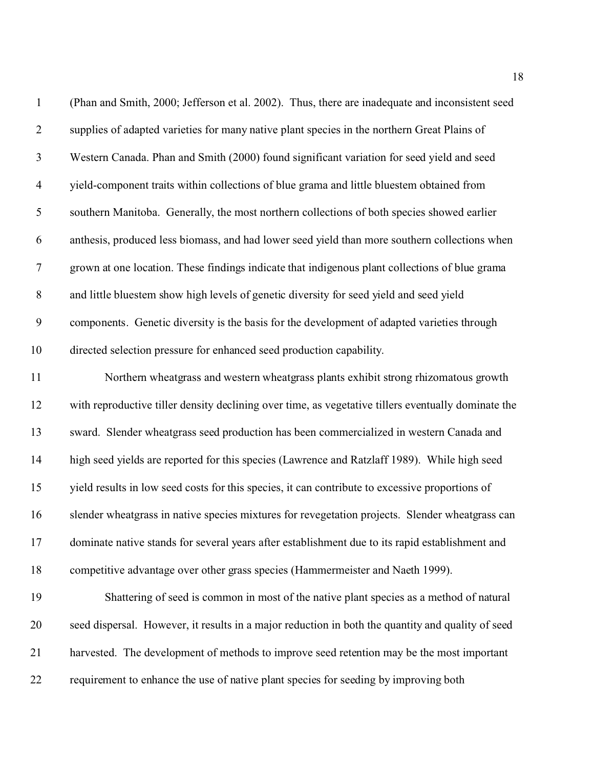(Phan and Smith, 2000; Jefferson et al. 2002). Thus, there are inadequate and inconsistent seed supplies of adapted varieties for many native plant species in the northern Great Plains of Western Canada. Phan and Smith (2000) found significant variation for seed yield and seed yield-component traits within collections of blue grama and little bluestem obtained from southern Manitoba. Generally, the most northern collections of both species showed earlier anthesis, produced less biomass, and had lower seed yield than more southern collections when grown at one location. These findings indicate that indigenous plant collections of blue grama and little bluestem show high levels of genetic diversity for seed yield and seed yield components. Genetic diversity is the basis for the development of adapted varieties through directed selection pressure for enhanced seed production capability.

Northern wheatgrass and western wheatgrass plants exhibit strong rhizomatous growth with reproductive tiller density declining over time, as vegetative tillers eventually dominate the sward. Slender wheatgrass seed production has been commercialized in western Canada and high seed yields are reported for this species (Lawrence and Ratzlaff 1989). While high seed yield results in low seed costs for this species, it can contribute to excessive proportions of slender wheatgrass in native species mixtures for revegetation projects. Slender wheatgrass can dominate native stands for several years after establishment due to its rapid establishment and competitive advantage over other grass species (Hammermeister and Naeth 1999).

Shattering of seed is common in most of the native plant species as a method of natural seed dispersal. However, it results in a major reduction in both the quantity and quality of seed harvested. The development of methods to improve seed retention may be the most important requirement to enhance the use of native plant species for seeding by improving both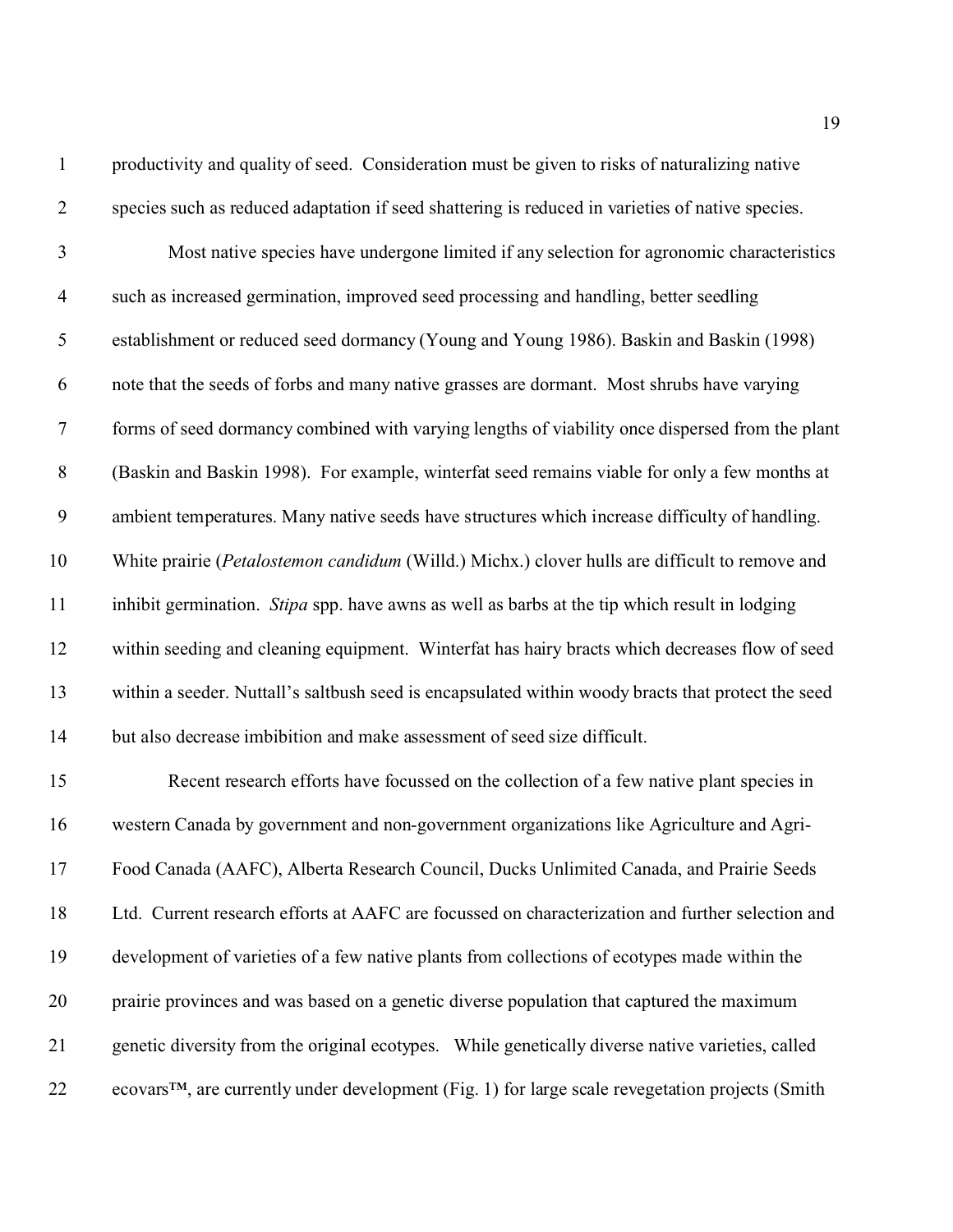productivity and quality of seed. Consideration must be given to risks of naturalizing native species such as reduced adaptation if seed shattering is reduced in varieties of native species.

Most native species have undergone limited if any selection for agronomic characteristics such as increased germination, improved seed processing and handling, better seedling establishment or reduced seed dormancy (Young and Young 1986). Baskin and Baskin (1998) note that the seeds of forbs and many native grasses are dormant. Most shrubs have varying forms of seed dormancy combined with varying lengths of viability once dispersed from the plant (Baskin and Baskin 1998). For example, winterfat seed remains viable for only a few months at ambient temperatures. Many native seeds have structures which increase difficulty of handling. White prairie (*Petalostemon candidum* (Willd.) Michx.) clover hulls are difficult to remove and inhibit germination. *Stipa* spp. have awns as well as barbs at the tip which result in lodging within seeding and cleaning equipment. Winterfat has hairy bracts which decreases flow of seed within a seeder. Nuttall's saltbush seed is encapsulated within woody bracts that protect the seed but also decrease imbibition and make assessment of seed size difficult.

Recent research efforts have focussed on the collection of a few native plant species in western Canada by government and non-government organizations like Agriculture and Agri-Food Canada (AAFC), Alberta Research Council, Ducks Unlimited Canada, and Prairie Seeds Ltd. Current research efforts at AAFC are focussed on characterization and further selection and development of varieties of a few native plants from collections of ecotypes made within the prairie provinces and was based on a genetic diverse population that captured the maximum genetic diversity from the original ecotypes. While genetically diverse native varieties, called ecovars™, are currently under development (Fig. 1) for large scale revegetation projects (Smith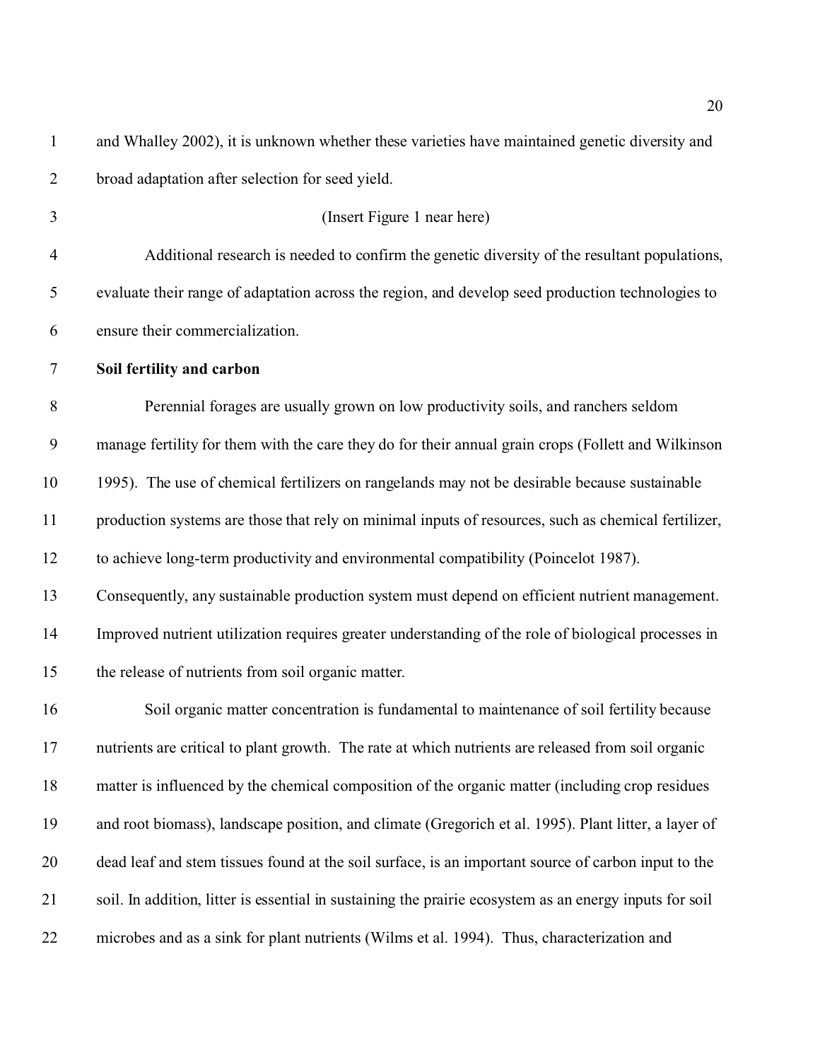and Whalley 2002), it is unknown whether these varieties have maintained genetic diversity and broad adaptation after selection for seed yield.

(Insert Figure 1 near here)

Additional research is needed to confirm the genetic diversity of the resultant populations, evaluate their range of adaptation across the region, and develop seed production technologies to ensure their commercialization.

**Soil fertility and carbon**

Perennial forages are usually grown on low productivity soils, and ranchers seldom manage fertility for them with the care they do for their annual grain crops (Follett and Wilkinson 1995). The use of chemical fertilizers on rangelands may not be desirable because sustainable production systems are those that rely on minimal inputs of resources, such as chemical fertilizer, to achieve long-term productivity and environmental compatibility (Poincelot 1987). Consequently, any sustainable production system must depend on efficient nutrient management. Improved nutrient utilization requires greater understanding of the role of biological processes in the release of nutrients from soil organic matter.

Soil organic matter concentration is fundamental to maintenance of soil fertility because nutrients are critical to plant growth. The rate at which nutrients are released from soil organic matter is influenced by the chemical composition of the organic matter (including crop residues and root biomass), landscape position, and climate (Gregorich et al. 1995). Plant litter, a layer of dead leaf and stem tissues found at the soil surface, is an important source of carbon input to the soil. In addition, litter is essential in sustaining the prairie ecosystem as an energy inputs for soil microbes and as a sink for plant nutrients (Wilms et al. 1994). Thus, characterization and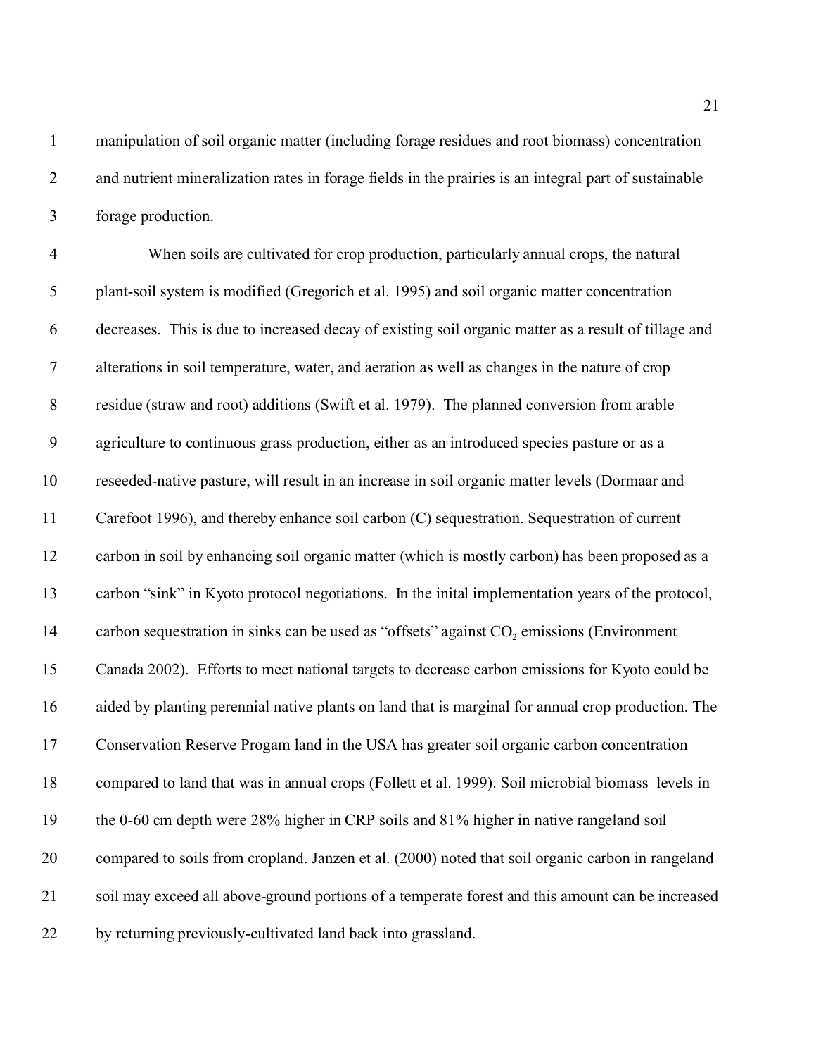manipulation of soil organic matter (including forage residues and root biomass) concentration and nutrient mineralization rates in forage fields in the prairies is an integral part of sustainable forage production.

When soils are cultivated for crop production, particularly annual crops, the natural plant-soil system is modified (Gregorich et al. 1995) and soil organic matter concentration decreases. This is due to increased decay of existing soil organic matter as a result of tillage and alterations in soil temperature, water, and aeration as well as changes in the nature of crop residue (straw and root) additions (Swift et al. 1979). The planned conversion from arable agriculture to continuous grass production, either as an introduced species pasture or as a reseeded-native pasture, will result in an increase in soil organic matter levels (Dormaar and Carefoot 1996), and thereby enhance soil carbon (C) sequestration. Sequestration of current carbon in soil by enhancing soil organic matter (which is mostly carbon) has been proposed as a carbon "sink" in Kyoto protocol negotiations. In the inital implementation years of the protocol, carbon sequestration in sinks can be used as "offsets" against $CO_2$ emissions (Environment Canada 2002). Efforts to meet national targets to decrease carbon emissions for Kyoto could be aided by planting perennial native plants on land that is marginal for annual crop production. The Conservation Reserve Progam land in the USA has greater soil organic carbon concentration compared to land that was in annual crops (Follett et al. 1999). Soil microbial biomass levels in the 0-60 cm depth were 28% higher in CRP soils and 81% higher in native rangeland soil compared to soils from cropland. Janzen et al. (2000) noted that soil organic carbon in rangeland soil may exceed all above-ground portions of a temperate forest and this amount can be increased by returning previously-cultivated land back into grassland.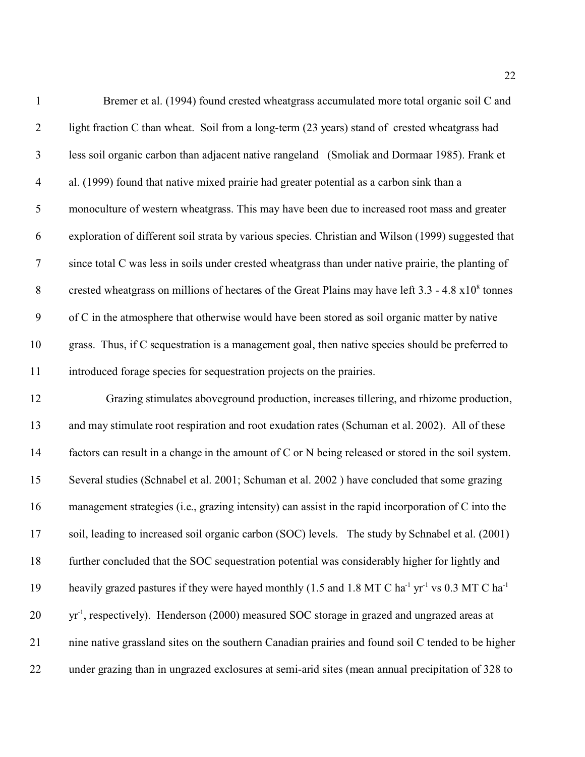Bremer et al. (1994) found crested wheatgrass accumulated more total organic soil C and light fraction C than wheat. Soil from a long-term (23 years) stand of crested wheatgrass had less soil organic carbon than adjacent native rangeland (Smoliak and Dormaar 1985). Frank et al. (1999) found that native mixed prairie had greater potential as a carbon sink than a monoculture of western wheatgrass. This may have been due to increased root mass and greater exploration of different soil strata by various species. Christian and Wilson (1999) suggested that since total C was less in soils under crested wheatgrass than under native prairie, the planting of crested wheatgrass on millions of hectares of the Great Plains may have left 3.3 - 4.8 $\times 10^8$ tonnes of C in the atmosphere that otherwise would have been stored as soil organic matter by native grass. Thus, if C sequestration is a management goal, then native species should be preferred to introduced forage species for sequestration projects on the prairies.

Grazing stimulates aboveground production, increases tillering, and rhizome production, and may stimulate root respiration and root exudation rates (Schuman et al. 2002). All of these factors can result in a change in the amount of C or N being released or stored in the soil system. Several studies (Schnabel et al. 2001; Schuman et al. 2002 ) have concluded that some grazing management strategies (i.e., grazing intensity) can assist in the rapid incorporation of C into the soil, leading to increased soil organic carbon (SOC) levels. The study by Schnabel et al. (2001) further concluded that the SOC sequestration potential was considerably higher for lightly and heavily grazed pastures if they were hayed monthly (1.5 and 1.8 MT C $ha^{-1}$ $yr^{-1}$ vs 0.3 MT C $ha^{-1}$ $yr^{-1}$, respectively). Henderson (2000) measured SOC storage in grazed and ungrazed areas at nine native grassland sites on the southern Canadian prairies and found soil C tended to be higher under grazing than in ungrazed exclosures at semi-arid sites (mean annual precipitation of 328 to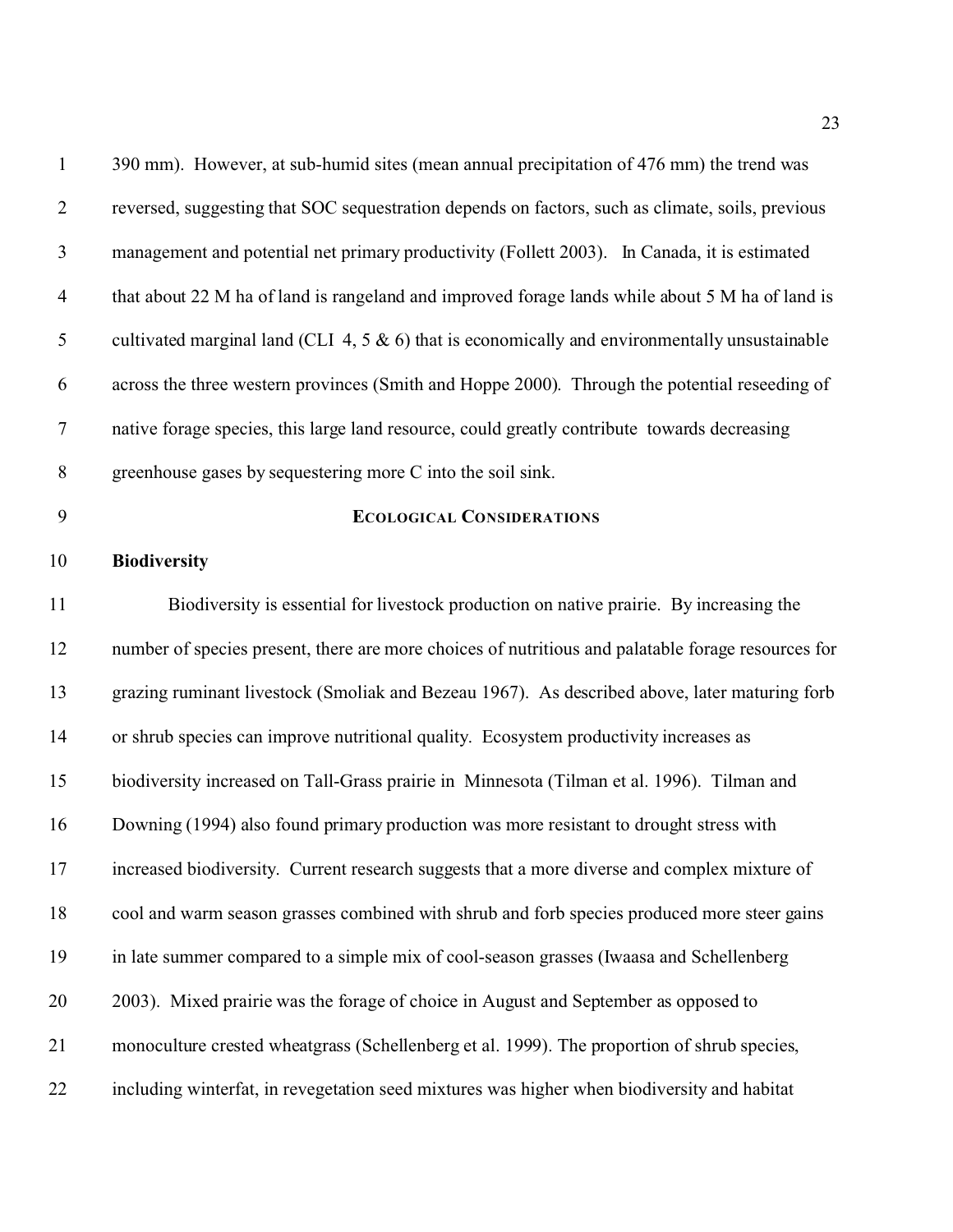390 mm). However, at sub-humid sites (mean annual precipitation of 476 mm) the trend was reversed, suggesting that SOC sequestration depends on factors, such as climate, soils, previous management and potential net primary productivity (Follett 2003). In Canada, it is estimated that about 22 M ha of land is rangeland and improved forage lands while about 5 M ha of land is cultivated marginal land (CLI 4, 5 & 6) that is economically and environmentally unsustainable across the three western provinces (Smith and Hoppe 2000). Through the potential reseeding of native forage species, this large land resource, could greatly contribute towards decreasing greenhouse gases by sequestering more C into the soil sink.

## ECOLOGICAL CONSIDERATIONS

### Biodiversity

Biodiversity is essential for livestock production on native prairie. By increasing the number of species present, there are more choices of nutritious and palatable forage resources for grazing ruminant livestock (Smoliak and Bezeau 1967). As described above, later maturing forb or shrub species can improve nutritional quality. Ecosystem productivity increases as biodiversity increased on Tall-Grass prairie in Minnesota (Tilman et al. 1996). Tilman and Downing (1994) also found primary production was more resistant to drought stress with increased biodiversity. Current research suggests that a more diverse and complex mixture of cool and warm season grasses combined with shrub and forb species produced more steer gains in late summer compared to a simple mix of cool-season grasses (Iwaasa and Schellenberg 2003). Mixed prairie was the forage of choice in August and September as opposed to monoculture crested wheatgrass (Schellenberg et al. 1999). The proportion of shrub species, including winterfat, in revegetation seed mixtures was higher when biodiversity and habitat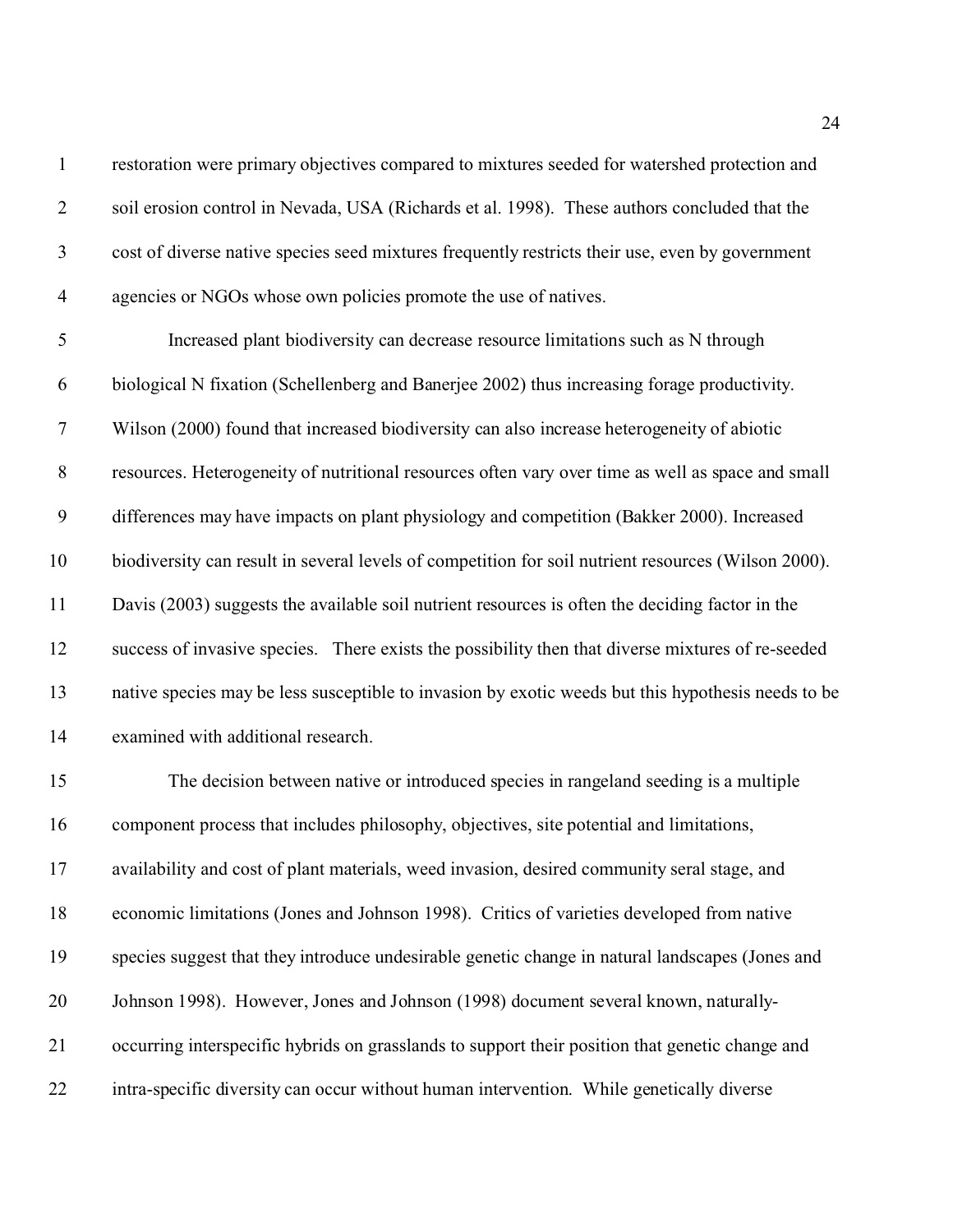restoration were primary objectives compared to mixtures seeded for watershed protection and soil erosion control in Nevada, USA (Richards et al. 1998). These authors concluded that the cost of diverse native species seed mixtures frequently restricts their use, even by government agencies or NGOs whose own policies promote the use of natives.

Increased plant biodiversity can decrease resource limitations such as N through biological N fixation (Schellenberg and Banerjee 2002) thus increasing forage productivity. Wilson (2000) found that increased biodiversity can also increase heterogeneity of abiotic resources. Heterogeneity of nutritional resources often vary over time as well as space and small differences may have impacts on plant physiology and competition (Bakker 2000). Increased biodiversity can result in several levels of competition for soil nutrient resources (Wilson 2000). Davis (2003) suggests the available soil nutrient resources is often the deciding factor in the success of invasive species. There exists the possibility then that diverse mixtures of re-seeded native species may be less susceptible to invasion by exotic weeds but this hypothesis needs to be examined with additional research.

The decision between native or introduced species in rangeland seeding is a multiple component process that includes philosophy, objectives, site potential and limitations, availability and cost of plant materials, weed invasion, desired community seral stage, and economic limitations (Jones and Johnson 1998). Critics of varieties developed from native species suggest that they introduce undesirable genetic change in natural landscapes (Jones and Johnson 1998). However, Jones and Johnson (1998) document several known, naturally-occurring interspecific hybrids on grasslands to support their position that genetic change and intra-specific diversity can occur without human intervention. While genetically diverse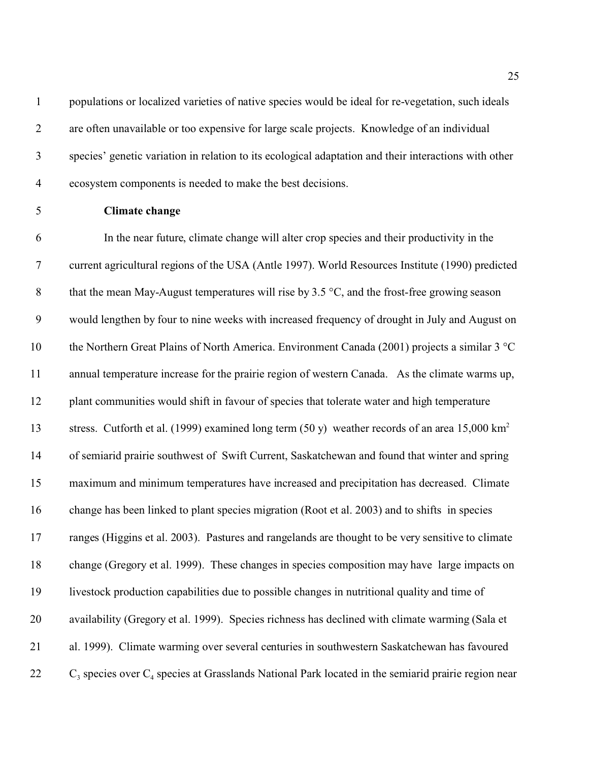populations or localized varieties of native species would be ideal for re-vegetation, such ideals are often unavailable or too expensive for large scale projects. Knowledge of an individual species' genetic variation in relation to its ecological adaptation and their interactions with other ecosystem components is needed to make the best decisions.

### Climate change

In the near future, climate change will alter crop species and their productivity in the current agricultural regions of the USA (Antle 1997). World Resources Institute (1990) predicted that the mean May-August temperatures will rise by 3.5 °C, and the frost-free growing season would lengthen by four to nine weeks with increased frequency of drought in July and August on the Northern Great Plains of North America. Environment Canada (2001) projects a similar 3 °C annual temperature increase for the prairie region of western Canada. As the climate warms up, plant communities would shift in favour of species that tolerate water and high temperature stress. Cutforth et al. (1999) examined long term (50 y) weather records of an area 15,000 $km^2$ of semiarid prairie southwest of Swift Current, Saskatchewan and found that winter and spring maximum and minimum temperatures have increased and precipitation has decreased. Climate change has been linked to plant species migration (Root et al. 2003) and to shifts in species ranges (Higgins et al. 2003). Pastures and rangelands are thought to be very sensitive to climate change (Gregory et al. 1999). These changes in species composition may have large impacts on livestock production capabilities due to possible changes in nutritional quality and time of availability (Gregory et al. 1999). Species richness has declined with climate warming (Sala et al. 1999). Climate warming over several centuries in southwestern Saskatchewan has favoured $C_3$ species over $C_4$ species at Grasslands National Park located in the semiarid prairie region near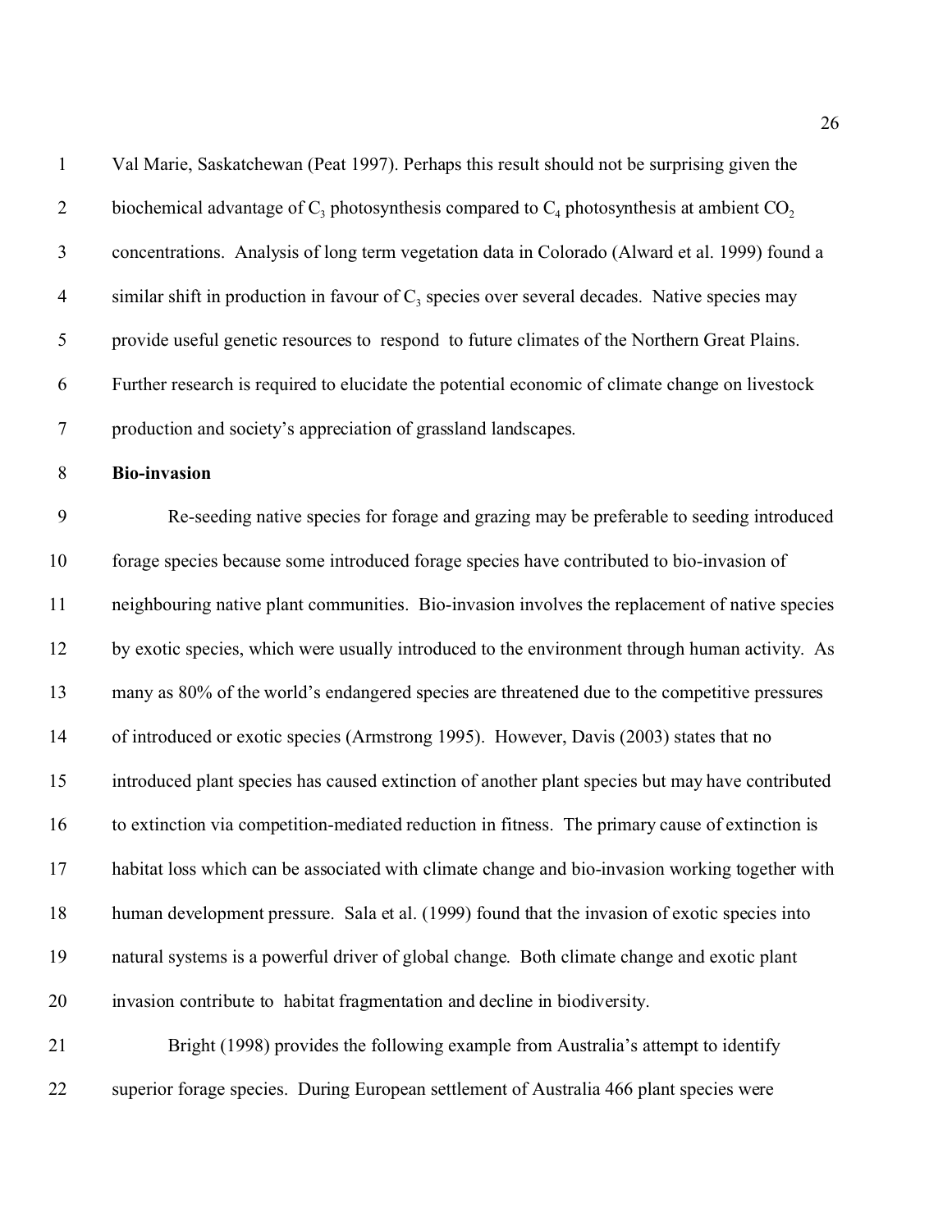Val Marie, Saskatchewan (Peat 1997). Perhaps this result should not be surprising given the biochemical advantage of $C_3$ photosynthesis compared to $C_4$ photosynthesis at ambient $CO_2$ concentrations. Analysis of long term vegetation data in Colorado (Alward et al. 1999) found a similar shift in production in favour of $C_3$ species over several decades. Native species may provide useful genetic resources to respond to future climates of the Northern Great Plains. Further research is required to elucidate the potential economic of climate change on livestock production and society's appreciation of grassland landscapes.

**Bio-invasion**

Re-seeding native species for forage and grazing may be preferable to seeding introduced forage species because some introduced forage species have contributed to bio-invasion of neighbouring native plant communities. Bio-invasion involves the replacement of native species by exotic species, which were usually introduced to the environment through human activity. As many as 80% of the world's endangered species are threatened due to the competitive pressures of introduced or exotic species (Armstrong 1995). However, Davis (2003) states that no introduced plant species has caused extinction of another plant species but may have contributed to extinction via competition-mediated reduction in fitness. The primary cause of extinction is habitat loss which can be associated with climate change and bio-invasion working together with human development pressure. Sala et al. (1999) found that the invasion of exotic species into natural systems is a powerful driver of global change. Both climate change and exotic plant invasion contribute to habitat fragmentation and decline in biodiversity.

Bright (1998) provides the following example from Australia's attempt to identify superior forage species. During European settlement of Australia 466 plant species were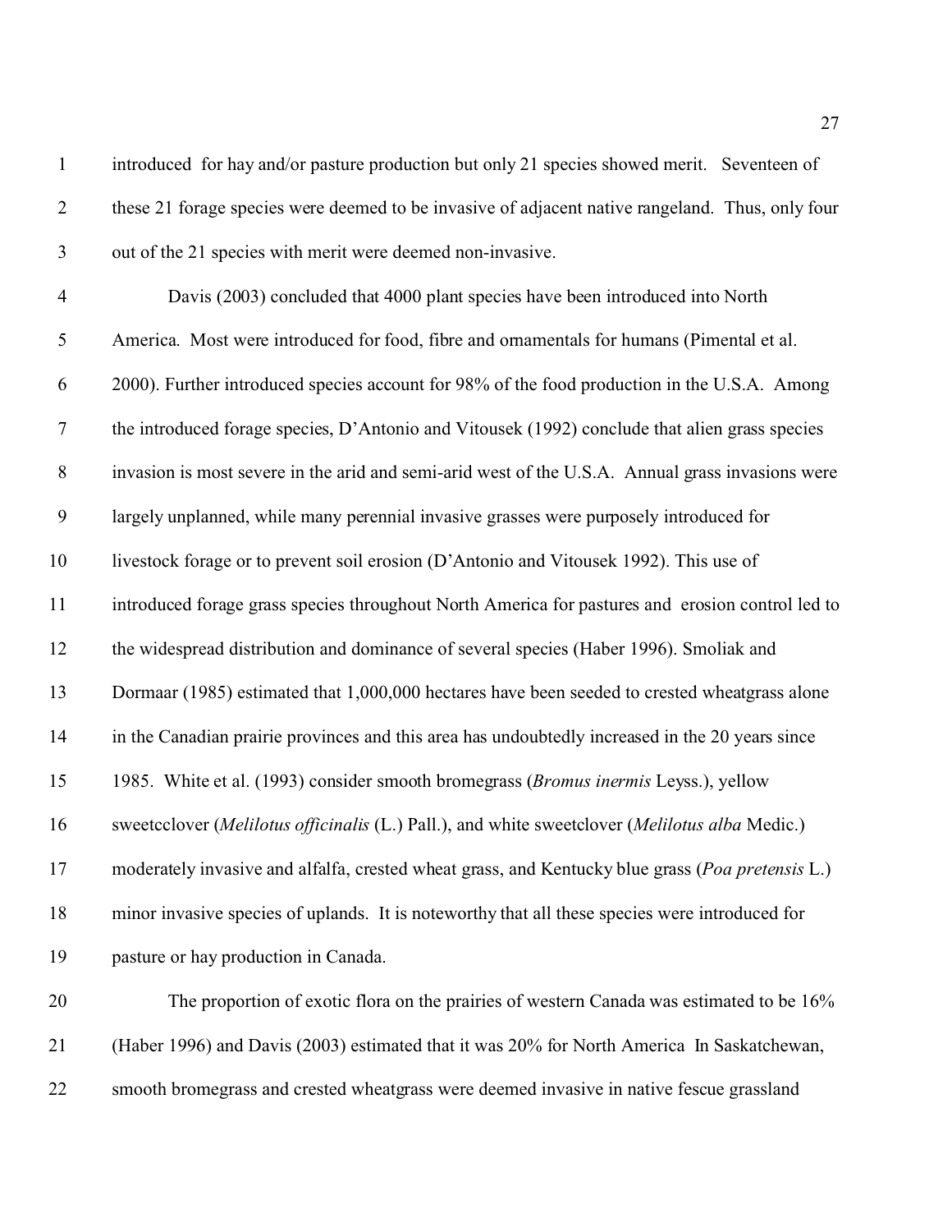introduced for hay and/or pasture production but only 21 species showed merit. Seventeen of these 21 forage species were deemed to be invasive of adjacent native rangeland. Thus, only four out of the 21 species with merit were deemed non-invasive.

Davis (2003) concluded that 4000 plant species have been introduced into North America. Most were introduced for food, fibre and ornamentals for humans (Pimental et al. 2000). Further introduced species account for 98% of the food production in the U.S.A. Among the introduced forage species, D'Antonio and Vitousek (1992) conclude that alien grass species invasion is most severe in the arid and semi-arid west of the U.S.A. Annual grass invasions were largely unplanned, while many perennial invasive grasses were purposely introduced for livestock forage or to prevent soil erosion (D'Antonio and Vitousek 1992). This use of introduced forage grass species throughout North America for pastures and erosion control led to the widespread distribution and dominance of several species (Haber 1996). Smoliak and Dormaar (1985) estimated that 1,000,000 hectares have been seeded to crested wheatgrass alone in the Canadian prairie provinces and this area has undoubtedly increased in the 20 years since 1985. White et al. (1993) consider smooth bromegrass (*Bromus inermis* Leyss.), yellow sweetcclover (*Melilotus officinalis* (L.) Pall.), and white sweetclover (*Melilotus alba* Medic.) moderately invasive and alfalfa, crested wheat grass, and Kentucky blue grass (*Poa pretensis* L.) minor invasive species of uplands. It is noteworthy that all these species were introduced for pasture or hay production in Canada.

The proportion of exotic flora on the prairies of western Canada was estimated to be 16% (Haber 1996) and Davis (2003) estimated that it was 20% for North America In Saskatchewan, smooth bromegrass and crested wheatgrass were deemed invasive in native fescue grassland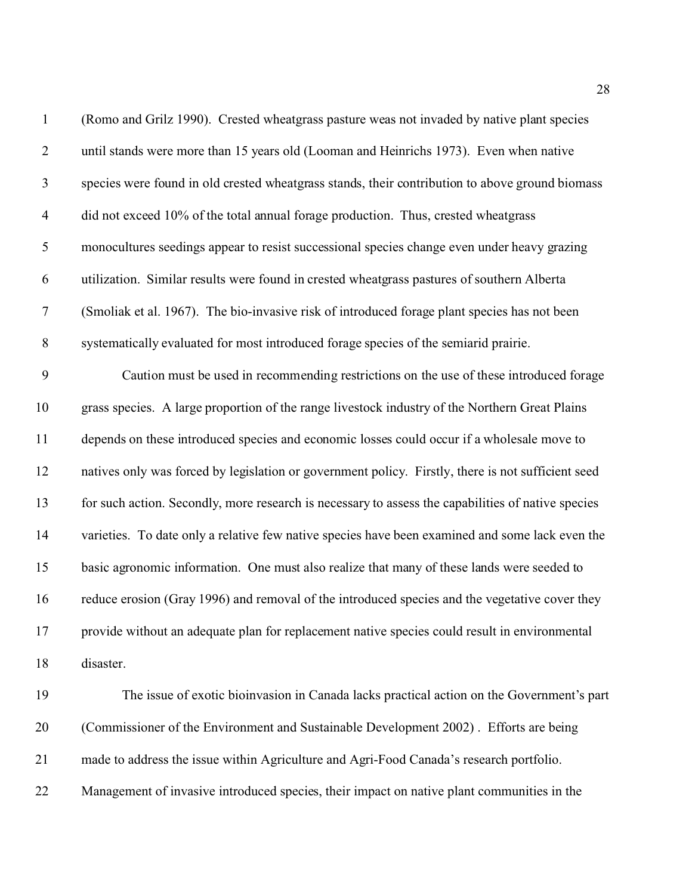(Romo and Grilz 1990). Crested wheatgrass pasture weas not invaded by native plant species until stands were more than 15 years old (Looman and Heinrichs 1973). Even when native species were found in old crested wheatgrass stands, their contribution to above ground biomass did not exceed 10% of the total annual forage production. Thus, crested wheatgrass monocultures seedings appear to resist successional species change even under heavy grazing utilization. Similar results were found in crested wheatgrass pastures of southern Alberta (Smoliak et al. 1967). The bio-invasive risk of introduced forage plant species has not been systematically evaluated for most introduced forage species of the semiarid prairie.

Caution must be used in recommending restrictions on the use of these introduced forage grass species. A large proportion of the range livestock industry of the Northern Great Plains depends on these introduced species and economic losses could occur if a wholesale move to natives only was forced by legislation or government policy. Firstly, there is not sufficient seed for such action. Secondly, more research is necessary to assess the capabilities of native species varieties. To date only a relative few native species have been examined and some lack even the basic agronomic information. One must also realize that many of these lands were seeded to reduce erosion (Gray 1996) and removal of the introduced species and the vegetative cover they provide without an adequate plan for replacement native species could result in environmental disaster.

The issue of exotic bioinvasion in Canada lacks practical action on the Government's part (Commissioner of the Environment and Sustainable Development 2002) . Efforts are being made to address the issue within Agriculture and Agri-Food Canada's research portfolio. Management of invasive introduced species, their impact on native plant communities in the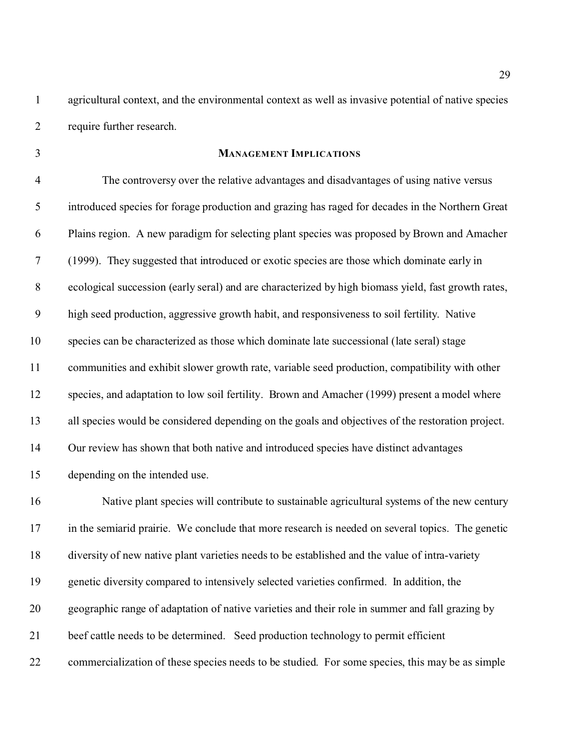agricultural context, and the environmental context as well as invasive potential of native species require further research.

## MANAGEMENT IMPLICATIONS

The controversy over the relative advantages and disadvantages of using native versus introduced species for forage production and grazing has raged for decades in the Northern Great Plains region. A new paradigm for selecting plant species was proposed by Brown and Amacher (1999). They suggested that introduced or exotic species are those which dominate early in ecological succession (early seral) and are characterized by high biomass yield, fast growth rates, high seed production, aggressive growth habit, and responsiveness to soil fertility. Native species can be characterized as those which dominate late successional (late seral) stage communities and exhibit slower growth rate, variable seed production, compatibility with other species, and adaptation to low soil fertility. Brown and Amacher (1999) present a model where all species would be considered depending on the goals and objectives of the restoration project. Our review has shown that both native and introduced species have distinct advantages depending on the intended use.

Native plant species will contribute to sustainable agricultural systems of the new century in the semiarid prairie. We conclude that more research is needed on several topics. The genetic diversity of new native plant varieties needs to be established and the value of intra-variety genetic diversity compared to intensively selected varieties confirmed. In addition, the geographic range of adaptation of native varieties and their role in summer and fall grazing by beef cattle needs to be determined. Seed production technology to permit efficient commercialization of these species needs to be studied. For some species, this may be as simple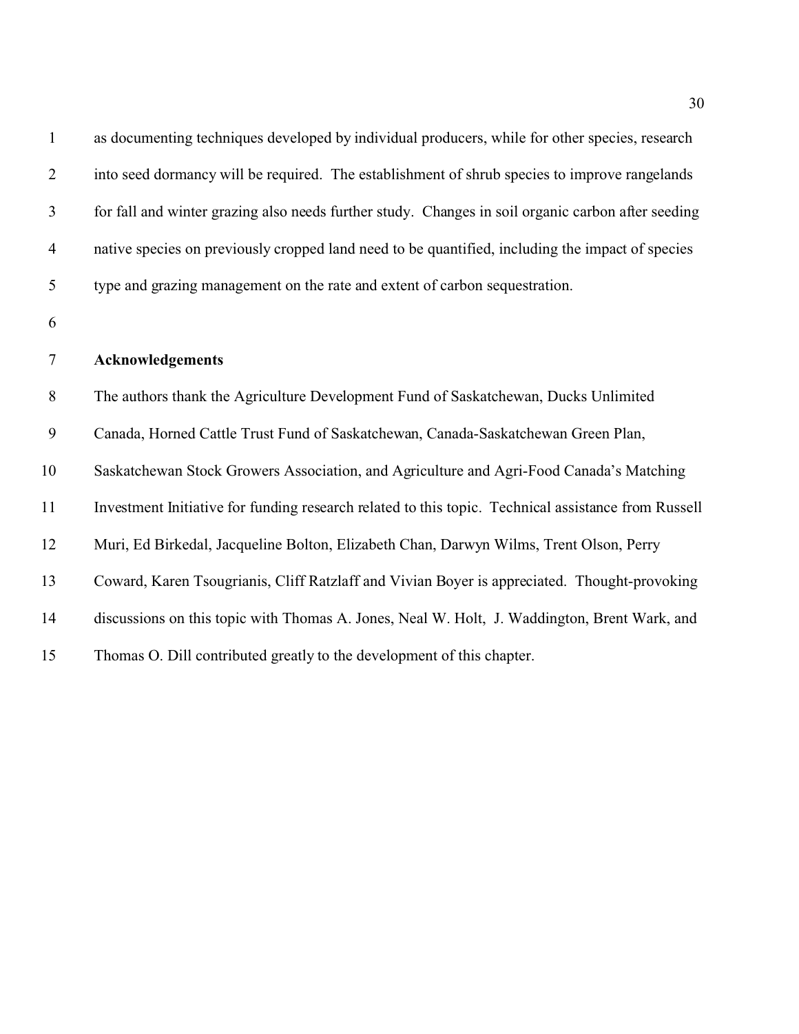as documenting techniques developed by individual producers, while for other species, research into seed dormancy will be required. The establishment of shrub species to improve rangelands for fall and winter grazing also needs further study. Changes in soil organic carbon after seeding native species on previously cropped land need to be quantified, including the impact of species type and grazing management on the rate and extent of carbon sequestration.

## Acknowledgements

The authors thank the Agriculture Development Fund of Saskatchewan, Ducks Unlimited Canada, Horned Cattle Trust Fund of Saskatchewan, Canada-Saskatchewan Green Plan, Saskatchewan Stock Growers Association, and Agriculture and Agri-Food Canada's Matching Investment Initiative for funding research related to this topic. Technical assistance from Russell Muri, Ed Birkedal, Jacqueline Bolton, Elizabeth Chan, Darwyn Wilms, Trent Olson, Perry Coward, Karen Tsougrianis, Cliff Ratzlaff and Vivian Boyer is appreciated. Thought-provoking discussions on this topic with Thomas A. Jones, Neal W. Holt, J. Waddington, Brent Wark, and Thomas O. Dill contributed greatly to the development of this chapter.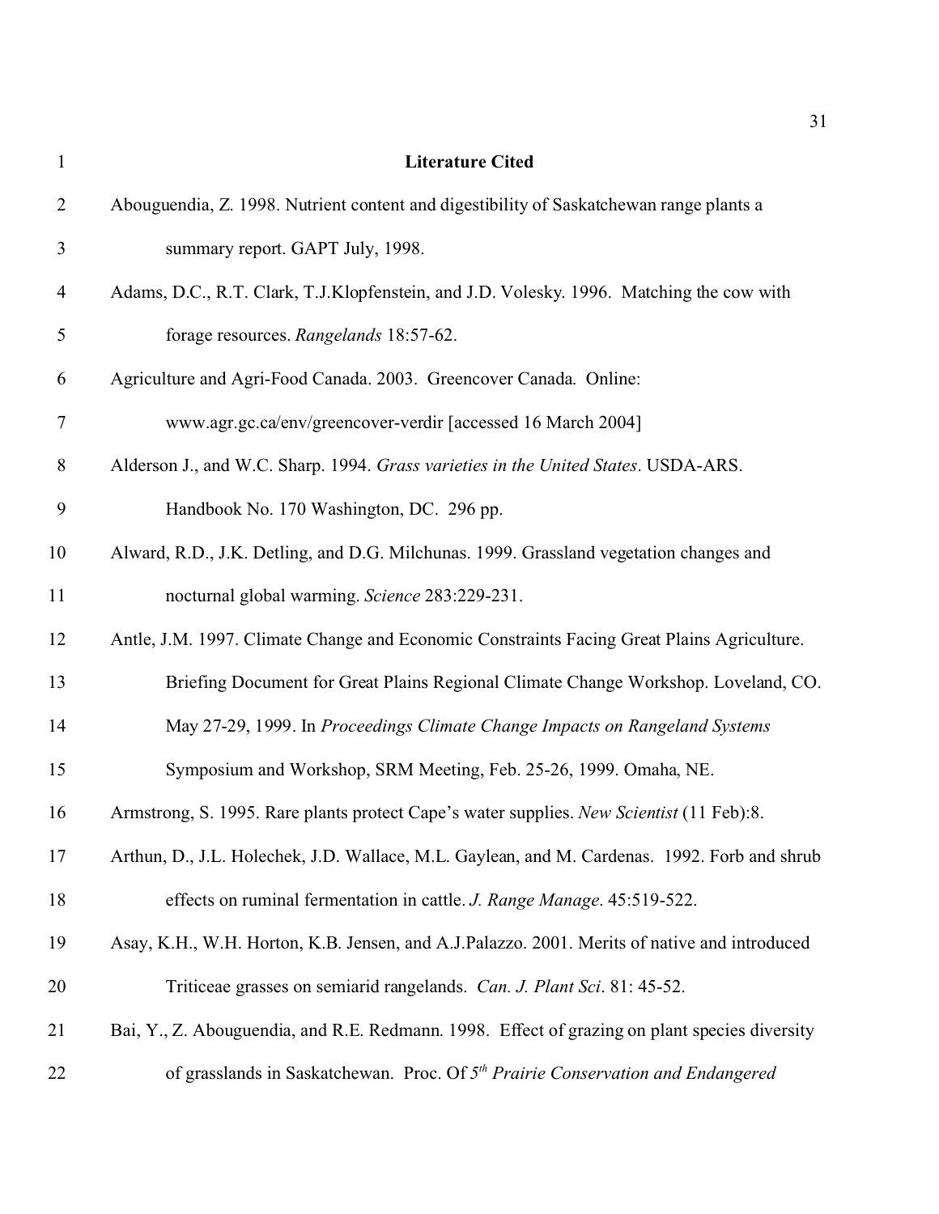# Literature Cited

Abouguendia, Z. 1998. Nutrient content and digestibility of Saskatchewan range plants a summary report. GAPT July, 1998.

Adams, D.C., R.T. Clark, T.J.Klopfenstein, and J.D. Volesky. 1996. Matching the cow with forage resources. *Rangelands* 18:57-62.

Agriculture and Agri-Food Canada. 2003. Greencover Canada. Online: www.agr.gc.ca/env/greencover-verdir [accessed 16 March 2004]

Alderson J., and W.C. Sharp. 1994. *Grass varieties in the United States*. USDA-ARS. Handbook No. 170 Washington, DC. 296 pp.

Alward, R.D., J.K. Detling, and D.G. Milchunas. 1999. Grassland vegetation changes and nocturnal global warming. *Science* 283:229-231.

Antle, J.M. 1997. Climate Change and Economic Constraints Facing Great Plains Agriculture. Briefing Document for Great Plains Regional Climate Change Workshop. Loveland, CO. May 27-29, 1999. In *Proceedings Climate Change Impacts on Rangeland Systems* Symposium and Workshop, SRM Meeting, Feb. 25-26, 1999. Omaha, NE.

Armstrong, S. 1995. Rare plants protect Cape's water supplies. *New Scientist* (11 Feb):8.

Arthun, D., J.L. Holechek, J.D. Wallace, M.L. Gaylean, and M. Cardenas. 1992. Forb and shrub effects on ruminal fermentation in cattle. *J. Range Manage*. 45:519-522.

Asay, K.H., W.H. Horton, K.B. Jensen, and A.J.Palazzo. 2001. Merits of native and introduced Triticeae grasses on semiarid rangelands. *Can. J. Plant Sci*. 81: 45-52.

Bai, Y., Z. Abouguendia, and R.E. Redmann. 1998. Effect of grazing on plant species diversity of grasslands in Saskatchewan. Proc. Of *5th Prairie Conservation and Endangered*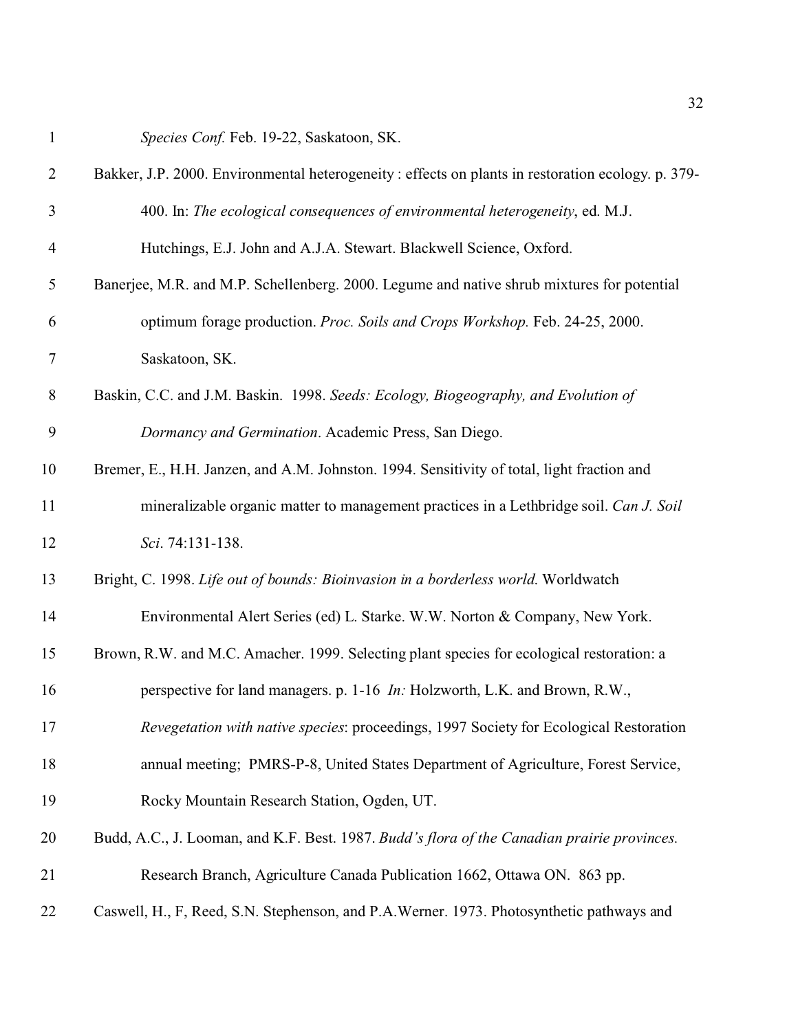*Species Conf.* Feb. 19-22, Saskatoon, SK.

Bakker, J.P. 2000. Environmental heterogeneity : effects on plants in restoration ecology. p. 379-400. In: *The ecological consequences of environmental heterogeneity*, ed. M.J. Hutchings, E.J. John and A.J.A. Stewart. Blackwell Science, Oxford.

Banerjee, M.R. and M.P. Schellenberg. 2000. Legume and native shrub mixtures for potential optimum forage production. *Proc. Soils and Crops Workshop.* Feb. 24-25, 2000. Saskatoon, SK.

Baskin, C.C. and J.M. Baskin. 1998. *Seeds: Ecology, Biogeography, and Evolution of Dormancy and Germination*. Academic Press, San Diego.

Bremer, E., H.H. Janzen, and A.M. Johnston. 1994. Sensitivity of total, light fraction and mineralizable organic matter to management practices in a Lethbridge soil. *Can J. Soil Sci*. 74:131-138.

Bright, C. 1998. *Life out of bounds: Bioinvasion in a borderless world*. Worldwatch Environmental Alert Series (ed) L. Starke. W.W. Norton & Company, New York.

Brown, R.W. and M.C. Amacher. 1999. Selecting plant species for ecological restoration: a perspective for land managers. p. 1-16 *In:* Holzworth, L.K. and Brown, R.W., *Revegetation with native species*: proceedings, 1997 Society for Ecological Restoration annual meeting; PMRS-P-8, United States Department of Agriculture, Forest Service, Rocky Mountain Research Station, Ogden, UT.

Budd, A.C., J. Looman, and K.F. Best. 1987. *Budd's flora of the Canadian prairie provinces.* Research Branch, Agriculture Canada Publication 1662, Ottawa ON. 863 pp.

Caswell, H., F, Reed, S.N. Stephenson, and P.A.Werner. 1973. Photosynthetic pathways and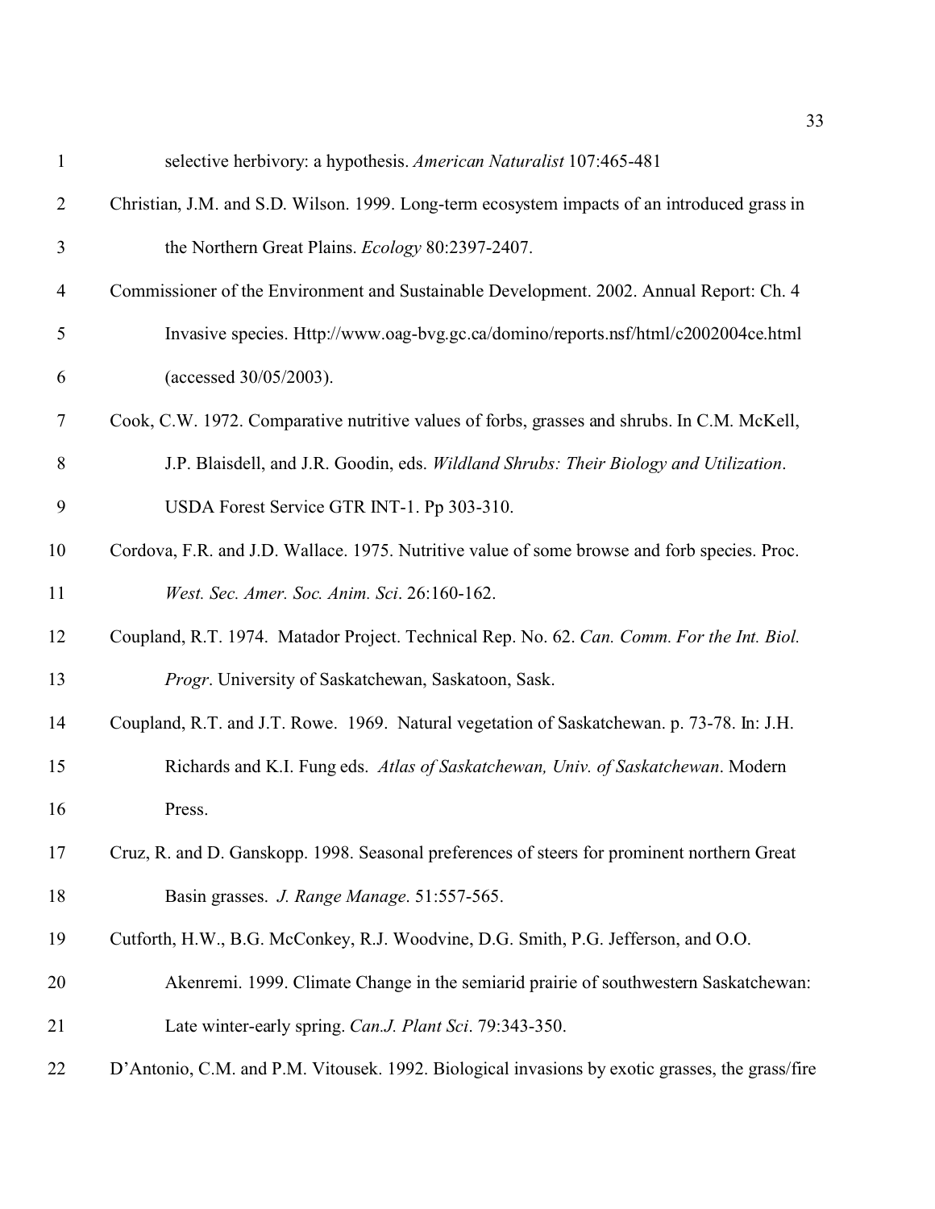selective herbivory: a hypothesis. *American Naturalist* 107:465-481

Christian, J.M. and S.D. Wilson. 1999. Long-term ecosystem impacts of an introduced grass in the Northern Great Plains. *Ecology* 80:2397-2407.

Commissioner of the Environment and Sustainable Development. 2002. Annual Report: Ch. 4 Invasive species. Http://www.oag-bvg.gc.ca/domino/reports.nsf/html/c2002004ce.html (accessed 30/05/2003).

Cook, C.W. 1972. Comparative nutritive values of forbs, grasses and shrubs. In C.M. McKell, J.P. Blaisdell, and J.R. Goodin, eds. *Wildland Shrubs: Their Biology and Utilization*. USDA Forest Service GTR INT-1. Pp 303-310.

Cordova, F.R. and J.D. Wallace. 1975. Nutritive value of some browse and forb species. Proc. *West. Sec. Amer. Soc. Anim. Sci*. 26:160-162.

Coupland, R.T. 1974. Matador Project. Technical Rep. No. 62. *Can. Comm. For the Int. Biol. Progr*. University of Saskatchewan, Saskatoon, Sask.

Coupland, R.T. and J.T. Rowe. 1969. Natural vegetation of Saskatchewan. p. 73-78. In: J.H. Richards and K.I. Fung eds. *Atlas of Saskatchewan, Univ. of Saskatchewan*. Modern Press.

Cruz, R. and D. Ganskopp. 1998. Seasonal preferences of steers for prominent northern Great Basin grasses. *J. Range Manage*. 51:557-565.

Cutforth, H.W., B.G. McConkey, R.J. Woodvine, D.G. Smith, P.G. Jefferson, and O.O. Akenremi. 1999. Climate Change in the semiarid prairie of southwestern Saskatchewan: Late winter-early spring. *Can.J. Plant Sci*. 79:343-350.

D'Antonio, C.M. and P.M. Vitousek. 1992. Biological invasions by exotic grasses, the grass/fire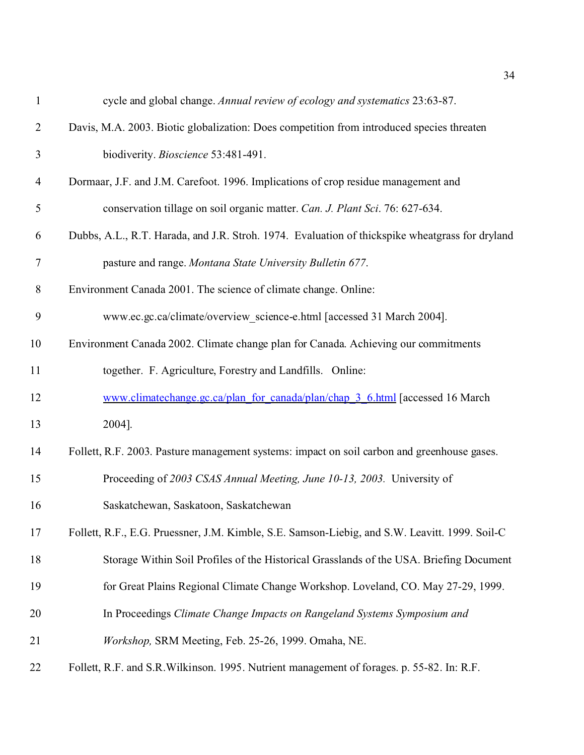cycle and global change. *Annual review of ecology and systematics* 23:63-87.

Davis, M.A. 2003. Biotic globalization: Does competition from introduced species threaten biodiverity. *Bioscience* 53:481-491.

Dormaar, J.F. and J.M. Carefoot. 1996. Implications of crop residue management and conservation tillage on soil organic matter. *Can. J. Plant Sci*. 76: 627-634.

Dubbs, A.L., R.T. Harada, and J.R. Stroh. 1974. Evaluation of thickspike wheatgrass for dryland pasture and range. *Montana State University Bulletin 677*.

Environment Canada 2001. The science of climate change. Online: www.ec.gc.ca/climate/overview_science-e.html [accessed 31 March 2004].

Environment Canada 2002. Climate change plan for Canada. Achieving our commitments together. F. Agriculture, Forestry and Landfills. Online: www.climatechange.gc.ca/plan_for_canada/plan/chap_3_6.html [accessed 16 March 2004].

Follett, R.F. 2003. Pasture management systems: impact on soil carbon and greenhouse gases. Proceeding of *2003 CSAS Annual Meeting, June 10-13, 2003.* University of Saskatchewan, Saskatoon, Saskatchewan

Follett, R.F., E.G. Pruessner, J.M. Kimble, S.E. Samson-Liebig, and S.W. Leavitt. 1999. Soil-C Storage Within Soil Profiles of the Historical Grasslands of the USA. Briefing Document for Great Plains Regional Climate Change Workshop. Loveland, CO. May 27-29, 1999. In Proceedings *Climate Change Impacts on Rangeland Systems Symposium and Workshop,* SRM Meeting, Feb. 25-26, 1999. Omaha, NE.

Follett, R.F. and S.R.Wilkinson. 1995. Nutrient management of forages. p. 55-82. In: R.F.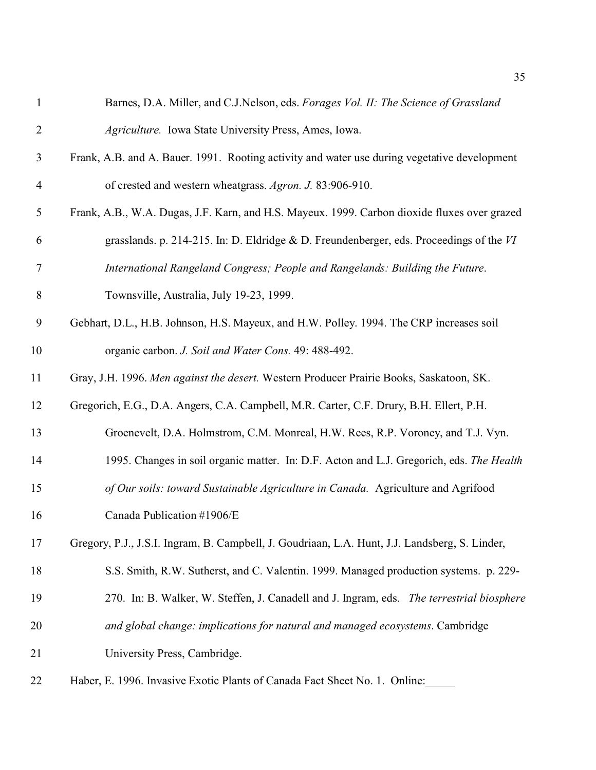Barnes, D.A. Miller, and C.J.Nelson, eds. *Forages Vol. II: The Science of Grassland Agriculture.* Iowa State University Press, Ames, Iowa.

Frank, A.B. and A. Bauer. 1991. Rooting activity and water use during vegetative development of crested and western wheatgrass. *Agron. J.* 83:906-910.

Frank, A.B., W.A. Dugas, J.F. Karn, and H.S. Mayeux. 1999. Carbon dioxide fluxes over grazed grasslands. p. 214-215. In: D. Eldridge & D. Freundenberger, eds. Proceedings of the *VI International Rangeland Congress; People and Rangelands: Building the Future*. Townsville, Australia, July 19-23, 1999.

Gebhart, D.L., H.B. Johnson, H.S. Mayeux, and H.W. Polley. 1994. The CRP increases soil organic carbon. *J. Soil and Water Cons.* 49: 488-492.

Gray, J.H. 1996. *Men against the desert.* Western Producer Prairie Books, Saskatoon, SK.

Gregorich, E.G., D.A. Angers, C.A. Campbell, M.R. Carter, C.F. Drury, B.H. Ellert, P.H. Groenevelt, D.A. Holmstrom, C.M. Monreal, H.W. Rees, R.P. Voroney, and T.J. Vyn. 1995. Changes in soil organic matter. In: D.F. Acton and L.J. Gregorich, eds. *The Health of Our soils: toward Sustainable Agriculture in Canada.* Agriculture and Agrifood Canada Publication #1906/E

Gregory, P.J., J.S.I. Ingram, B. Campbell, J. Goudriaan, L.A. Hunt, J.J. Landsberg, S. Linder, S.S. Smith, R.W. Sutherst, and C. Valentin. 1999. Managed production systems. p. 229-270. In: B. Walker, W. Steffen, J. Canadell and J. Ingram, eds. *The terrestrial biosphere and global change: implications for natural and managed ecosystems*. Cambridge University Press, Cambridge.

Haber, E. 1996. Invasive Exotic Plants of Canada Fact Sheet No. 1. Online:_____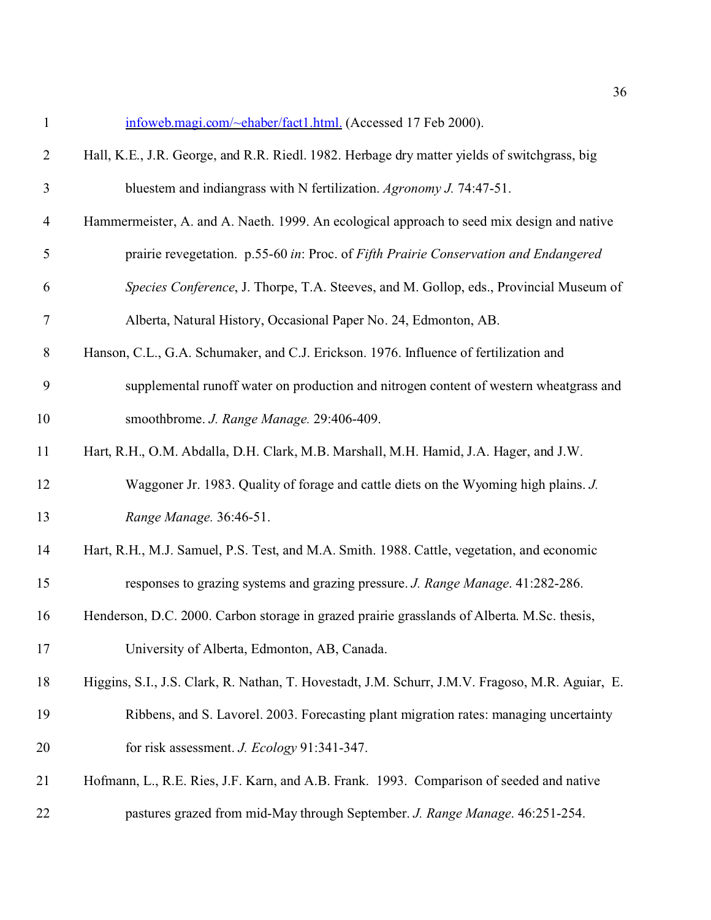infoweb.magi.com/~ehaber/fact1.html. (Accessed 17 Feb 2000).

Hall, K.E., J.R. George, and R.R. Riedl. 1982. Herbage dry matter yields of switchgrass, big bluestem and indiangrass with N fertilization. *Agronomy J.* 74:47-51.

Hammermeister, A. and A. Naeth. 1999. An ecological approach to seed mix design and native prairie revegetation. p.55-60 *in*: Proc. of *Fifth Prairie Conservation and Endangered Species Conference*, J. Thorpe, T.A. Steeves, and M. Gollop, eds., Provincial Museum of Alberta, Natural History, Occasional Paper No. 24, Edmonton, AB.

Hanson, C.L., G.A. Schumaker, and C.J. Erickson. 1976. Influence of fertilization and supplemental runoff water on production and nitrogen content of western wheatgrass and smoothbrome. *J. Range Manage.* 29:406-409.

Hart, R.H., O.M. Abdalla, D.H. Clark, M.B. Marshall, M.H. Hamid, J.A. Hager, and J.W. Waggoner Jr. 1983. Quality of forage and cattle diets on the Wyoming high plains. *J. Range Manage.* 36:46-51.

Hart, R.H., M.J. Samuel, P.S. Test, and M.A. Smith. 1988. Cattle, vegetation, and economic responses to grazing systems and grazing pressure. *J. Range Manage*. 41:282-286.

Henderson, D.C. 2000. Carbon storage in grazed prairie grasslands of Alberta. M.Sc. thesis, University of Alberta, Edmonton, AB, Canada.

Higgins, S.I., J.S. Clark, R. Nathan, T. Hovestadt, J.M. Schurr, J.M.V. Fragoso, M.R. Aguiar, E. Ribbens, and S. Lavorel. 2003. Forecasting plant migration rates: managing uncertainty for risk assessment. *J. Ecology* 91:341-347.

Hofmann, L., R.E. Ries, J.F. Karn, and A.B. Frank. 1993. Comparison of seeded and native pastures grazed from mid-May through September. *J. Range Manage*. 46:251-254.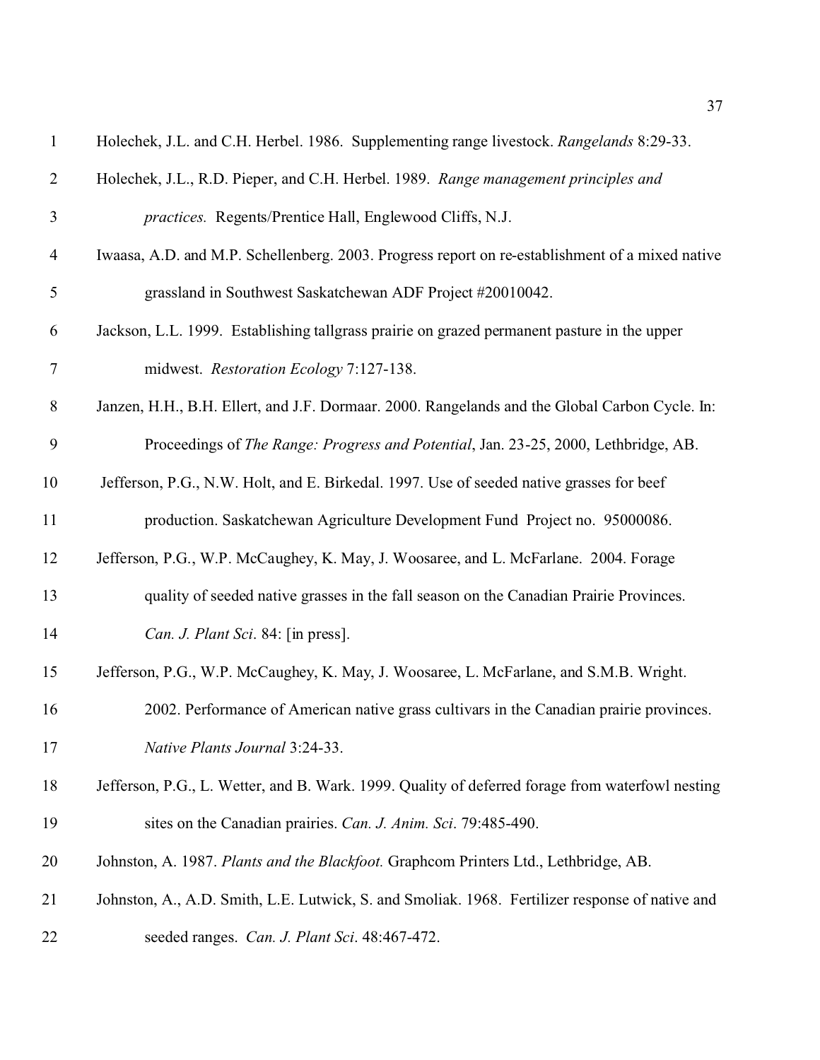Holechek, J.L. and C.H. Herbel. 1986. Supplementing range livestock. *Rangelands* 8:29-33.

Holechek, J.L., R.D. Pieper, and C.H. Herbel. 1989. *Range management principles and practices.* Regents/Prentice Hall, Englewood Cliffs, N.J.

Iwaasa, A.D. and M.P. Schellenberg. 2003. Progress report on re-establishment of a mixed native grassland in Southwest Saskatchewan ADF Project #20010042.

Jackson, L.L. 1999. Establishing tallgrass prairie on grazed permanent pasture in the upper midwest. *Restoration Ecology* 7:127-138.

Janzen, H.H., B.H. Ellert, and J.F. Dormaar. 2000. Rangelands and the Global Carbon Cycle. In: Proceedings of *The Range: Progress and Potential*, Jan. 23-25, 2000, Lethbridge, AB.

Jefferson, P.G., N.W. Holt, and E. Birkedal. 1997. Use of seeded native grasses for beef production. Saskatchewan Agriculture Development Fund Project no. 95000086.

Jefferson, P.G., W.P. McCaughey, K. May, J. Woosaree, and L. McFarlane. 2004. Forage quality of seeded native grasses in the fall season on the Canadian Prairie Provinces. *Can. J. Plant Sci*. 84: [in press].

Jefferson, P.G., W.P. McCaughey, K. May, J. Woosaree, L. McFarlane, and S.M.B. Wright. 2002. Performance of American native grass cultivars in the Canadian prairie provinces. *Native Plants Journal* 3:24-33.

Jefferson, P.G., L. Wetter, and B. Wark. 1999. Quality of deferred forage from waterfowl nesting sites on the Canadian prairies. *Can. J. Anim. Sci*. 79:485-490.

Johnston, A. 1987. *Plants and the Blackfoot.* Graphcom Printers Ltd., Lethbridge, AB.

Johnston, A., A.D. Smith, L.E. Lutwick, S. and Smoliak. 1968. Fertilizer response of native and seeded ranges. *Can. J. Plant Sci*. 48:467-472.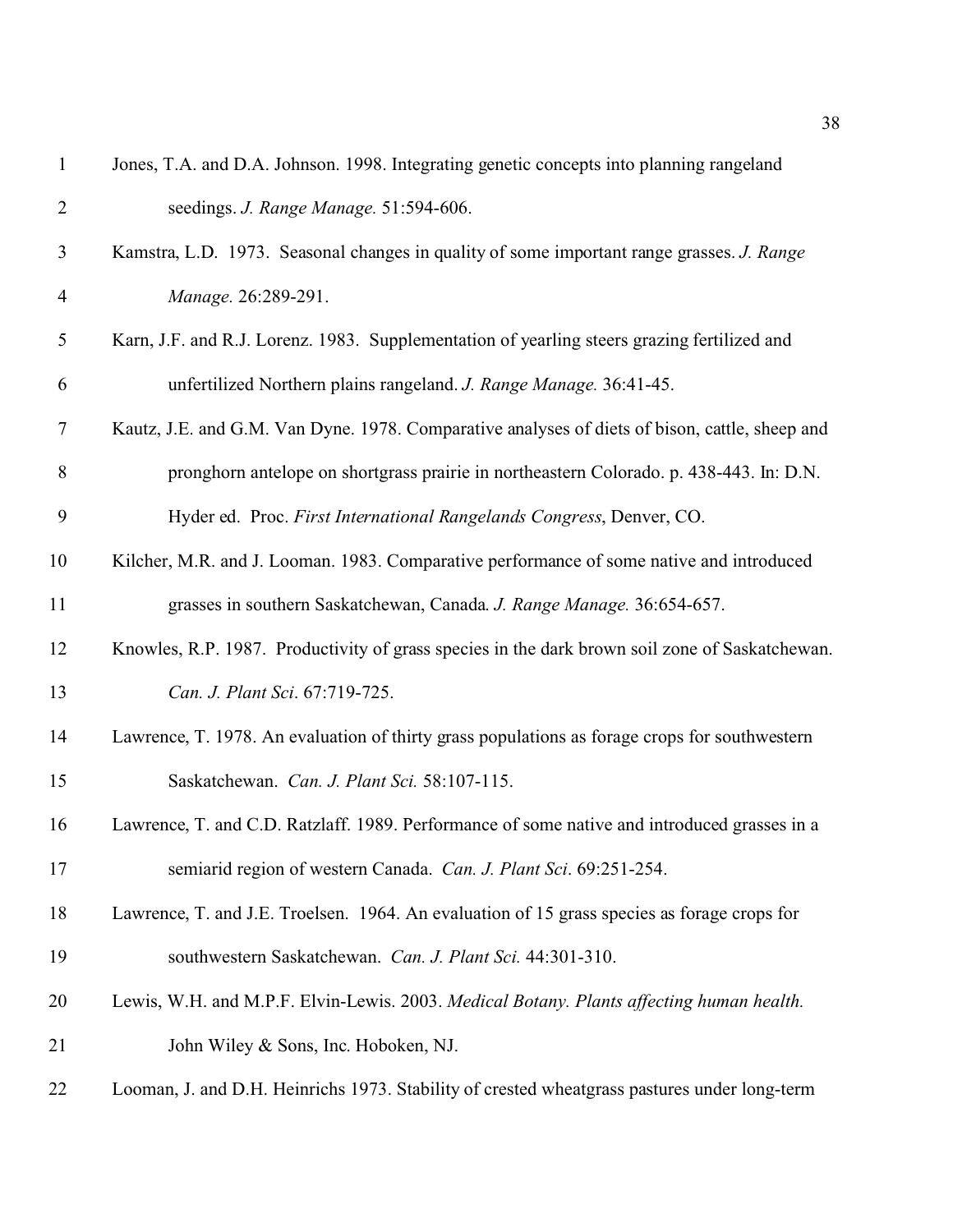Jones, T.A. and D.A. Johnson. 1998. Integrating genetic concepts into planning rangeland seedings. *J. Range Manage.* 51:594-606.

Kamstra, L.D. 1973. Seasonal changes in quality of some important range grasses. *J. Range Manage.* 26:289-291.

Karn, J.F. and R.J. Lorenz. 1983. Supplementation of yearling steers grazing fertilized and unfertilized Northern plains rangeland. *J. Range Manage.* 36:41-45.

Kautz, J.E. and G.M. Van Dyne. 1978. Comparative analyses of diets of bison, cattle, sheep and pronghorn antelope on shortgrass prairie in northeastern Colorado. p. 438-443. In: D.N. Hyder ed. Proc. *First International Rangelands Congress*, Denver, CO.

Kilcher, M.R. and J. Looman. 1983. Comparative performance of some native and introduced grasses in southern Saskatchewan, Canada. *J. Range Manage.* 36:654-657.

Knowles, R.P. 1987. Productivity of grass species in the dark brown soil zone of Saskatchewan. *Can. J. Plant Sci*. 67:719-725.

Lawrence, T. 1978. An evaluation of thirty grass populations as forage crops for southwestern Saskatchewan. *Can. J. Plant Sci.* 58:107-115.

Lawrence, T. and C.D. Ratzlaff. 1989. Performance of some native and introduced grasses in a semiarid region of western Canada. *Can. J. Plant Sci*. 69:251-254.

Lawrence, T. and J.E. Troelsen. 1964. An evaluation of 15 grass species as forage crops for southwestern Saskatchewan. *Can. J. Plant Sci.* 44:301-310.

Lewis, W.H. and M.P.F. Elvin-Lewis. 2003. *Medical Botany. Plants affecting human health.* John Wiley & Sons, Inc. Hoboken, NJ.

Looman, J. and D.H. Heinrichs 1973. Stability of crested wheatgrass pastures under long-term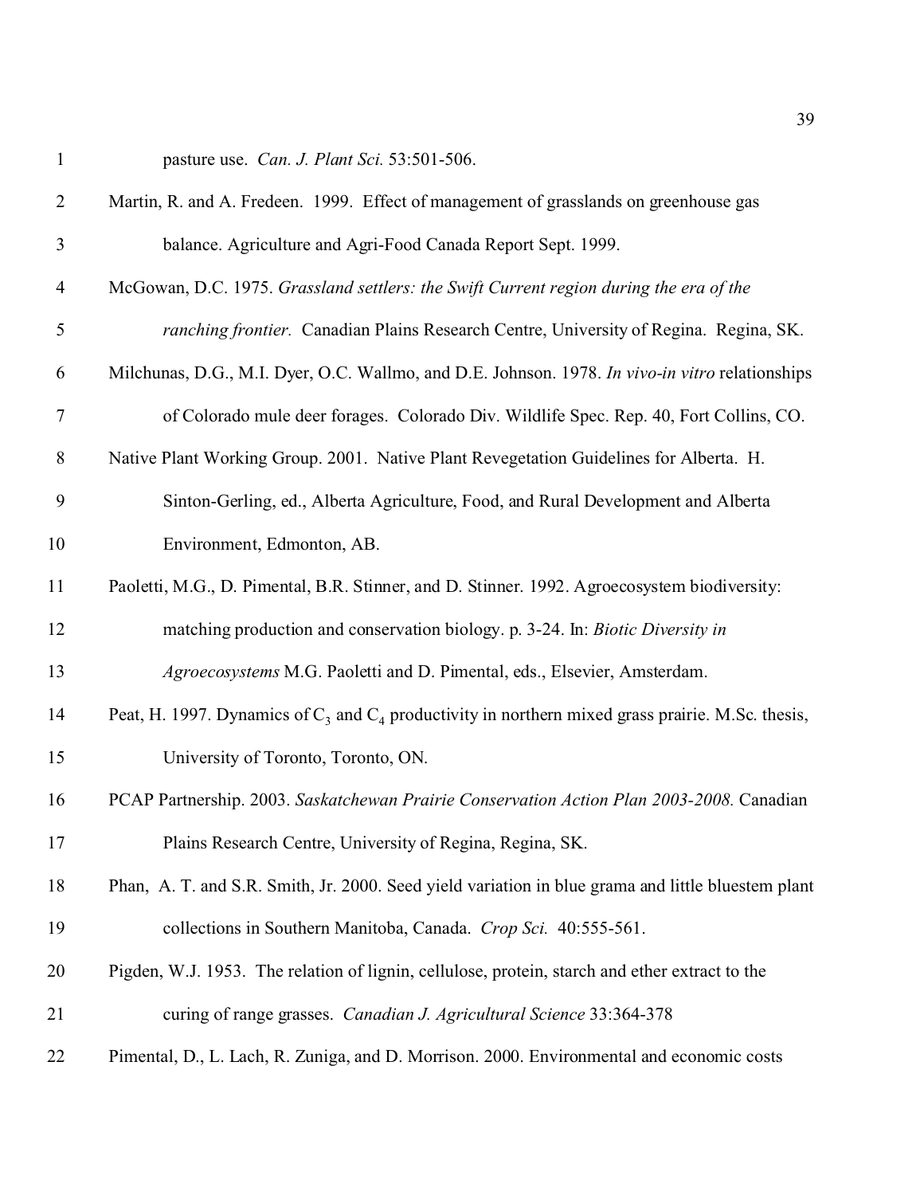pasture use. *Can. J. Plant Sci.* 53:501-506.

Martin, R. and A. Fredeen. 1999. Effect of management of grasslands on greenhouse gas balance. Agriculture and Agri-Food Canada Report Sept. 1999.

McGowan, D.C. 1975. *Grassland settlers: the Swift Current region during the era of the ranching frontier.* Canadian Plains Research Centre, University of Regina. Regina, SK.

Milchunas, D.G., M.I. Dyer, O.C. Wallmo, and D.E. Johnson. 1978. *In vivo-in vitro* relationships of Colorado mule deer forages. Colorado Div. Wildlife Spec. Rep. 40, Fort Collins, CO.

Native Plant Working Group. 2001. Native Plant Revegetation Guidelines for Alberta. H. Sinton-Gerling, ed., Alberta Agriculture, Food, and Rural Development and Alberta Environment, Edmonton, AB.

Paoletti, M.G., D. Pimental, B.R. Stinner, and D. Stinner. 1992. Agroecosystem biodiversity: matching production and conservation biology. p. 3-24. In: *Biotic Diversity in Agroecosystems* M.G. Paoletti and D. Pimental, eds., Elsevier, Amsterdam.

Peat, H. 1997. Dynamics of $C_3$ and $C_4$ productivity in northern mixed grass prairie. M.Sc. thesis, University of Toronto, Toronto, ON.

PCAP Partnership. 2003. *Saskatchewan Prairie Conservation Action Plan 2003-2008.* Canadian Plains Research Centre, University of Regina, Regina, SK.

Phan, A. T. and S.R. Smith, Jr. 2000. Seed yield variation in blue grama and little bluestem plant collections in Southern Manitoba, Canada. *Crop Sci.* 40:555-561.

Pigden, W.J. 1953. The relation of lignin, cellulose, protein, starch and ether extract to the curing of range grasses. *Canadian J. Agricultural Science* 33:364-378

Pimental, D., L. Lach, R. Zuniga, and D. Morrison. 2000. Environmental and economic costs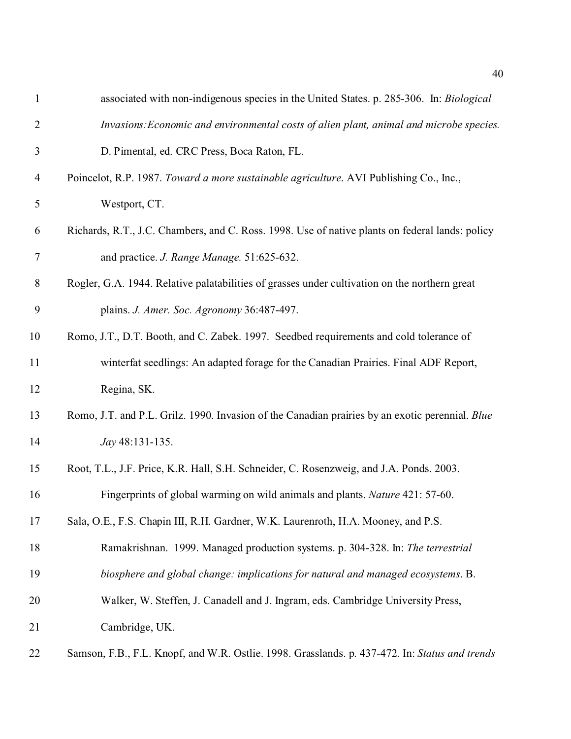associated with non-indigenous species in the United States. p. 285-306. In: *Biological Invasions:Economic and environmental costs of alien plant, animal and microbe species.* D. Pimental, ed. CRC Press, Boca Raton, FL.

Poincelot, R.P. 1987. *Toward a more sustainable agriculture*. AVI Publishing Co., Inc., Westport, CT.

Richards, R.T., J.C. Chambers, and C. Ross. 1998. Use of native plants on federal lands: policy and practice. *J. Range Manage.* 51:625-632.

Rogler, G.A. 1944. Relative palatabilities of grasses under cultivation on the northern great plains. *J. Amer. Soc. Agronomy* 36:487-497.

Romo, J.T., D.T. Booth, and C. Zabek. 1997. Seedbed requirements and cold tolerance of winterfat seedlings: An adapted forage for the Canadian Prairies. Final ADF Report, Regina, SK.

Romo, J.T. and P.L. Grilz. 1990. Invasion of the Canadian prairies by an exotic perennial. *Blue Jay* 48:131-135.

Root, T.L., J.F. Price, K.R. Hall, S.H. Schneider, C. Rosenzweig, and J.A. Ponds. 2003. Fingerprints of global warming on wild animals and plants. *Nature* 421: 57-60.

Sala, O.E., F.S. Chapin III, R.H. Gardner, W.K. Laurenroth, H.A. Mooney, and P.S. Ramakrishnan. 1999. Managed production systems. p. 304-328. In: *The terrestrial biosphere and global change: implications for natural and managed ecosystems*. B. Walker, W. Steffen, J. Canadell and J. Ingram, eds. Cambridge University Press, Cambridge, UK.

Samson, F.B., F.L. Knopf, and W.R. Ostlie. 1998. Grasslands. p. 437-472. In: *Status and trends*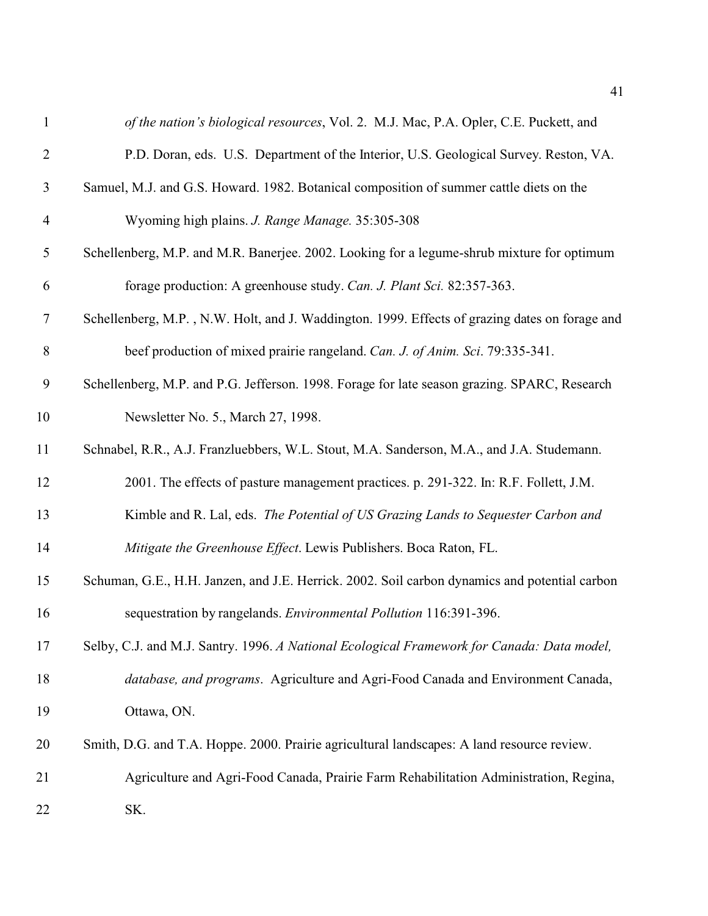*of the nation's biological resources*, Vol. 2. M.J. Mac, P.A. Opler, C.E. Puckett, and P.D. Doran, eds. U.S. Department of the Interior, U.S. Geological Survey. Reston, VA.

Samuel, M.J. and G.S. Howard. 1982. Botanical composition of summer cattle diets on the Wyoming high plains. *J. Range Manage.* 35:305-308

Schellenberg, M.P. and M.R. Banerjee. 2002. Looking for a legume-shrub mixture for optimum forage production: A greenhouse study. *Can. J. Plant Sci.* 82:357-363.

Schellenberg, M.P. , N.W. Holt, and J. Waddington. 1999. Effects of grazing dates on forage and beef production of mixed prairie rangeland. *Can. J. of Anim. Sci*. 79:335-341.

Schellenberg, M.P. and P.G. Jefferson. 1998. Forage for late season grazing. SPARC, Research Newsletter No. 5., March 27, 1998.

Schnabel, R.R., A.J. Franzluebbers, W.L. Stout, M.A. Sanderson, M.A., and J.A. Studemann. 2001. The effects of pasture management practices. p. 291-322. In: R.F. Follett, J.M. Kimble and R. Lal, eds. *The Potential of US Grazing Lands to Sequester Carbon and Mitigate the Greenhouse Effect*. Lewis Publishers. Boca Raton, FL.

Schuman, G.E., H.H. Janzen, and J.E. Herrick. 2002. Soil carbon dynamics and potential carbon sequestration by rangelands. *Environmental Pollution* 116:391-396.

Selby, C.J. and M.J. Santry. 1996. *A National Ecological Framework for Canada: Data model, database, and programs*. Agriculture and Agri-Food Canada and Environment Canada, Ottawa, ON.

Smith, D.G. and T.A. Hoppe. 2000. Prairie agricultural landscapes: A land resource review. Agriculture and Agri-Food Canada, Prairie Farm Rehabilitation Administration, Regina, SK.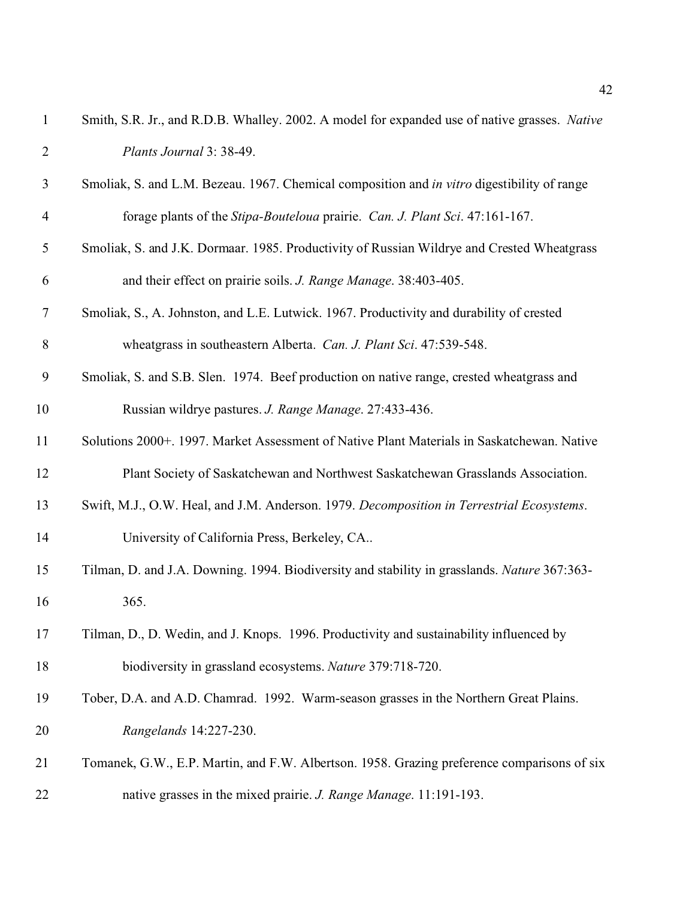Smith, S.R. Jr., and R.D.B. Whalley. 2002. A model for expanded use of native grasses. *Native Plants Journal* 3: 38-49.

Smoliak, S. and L.M. Bezeau. 1967. Chemical composition and *in vitro* digestibility of range forage plants of the *Stipa-Bouteloua* prairie. *Can. J. Plant Sci*. 47:161-167.

Smoliak, S. and J.K. Dormaar. 1985. Productivity of Russian Wildrye and Crested Wheatgrass and their effect on prairie soils. *J. Range Manage*. 38:403-405.

Smoliak, S., A. Johnston, and L.E. Lutwick. 1967. Productivity and durability of crested wheatgrass in southeastern Alberta. *Can. J. Plant Sci*. 47:539-548.

Smoliak, S. and S.B. Slen. 1974. Beef production on native range, crested wheatgrass and Russian wildrye pastures. *J. Range Manage*. 27:433-436.

Solutions 2000+. 1997. Market Assessment of Native Plant Materials in Saskatchewan. Native Plant Society of Saskatchewan and Northwest Saskatchewan Grasslands Association.

Swift, M.J., O.W. Heal, and J.M. Anderson. 1979. *Decomposition in Terrestrial Ecosystems*. University of California Press, Berkeley, CA..

Tilman, D. and J.A. Downing. 1994. Biodiversity and stability in grasslands. *Nature* 367:363-365.

Tilman, D., D. Wedin, and J. Knops. 1996. Productivity and sustainability influenced by biodiversity in grassland ecosystems. *Nature* 379:718-720.

Tober, D.A. and A.D. Chamrad. 1992. Warm-season grasses in the Northern Great Plains. *Rangelands* 14:227-230.

Tomanek, G.W., E.P. Martin, and F.W. Albertson. 1958. Grazing preference comparisons of six native grasses in the mixed prairie. *J. Range Manage*. 11:191-193.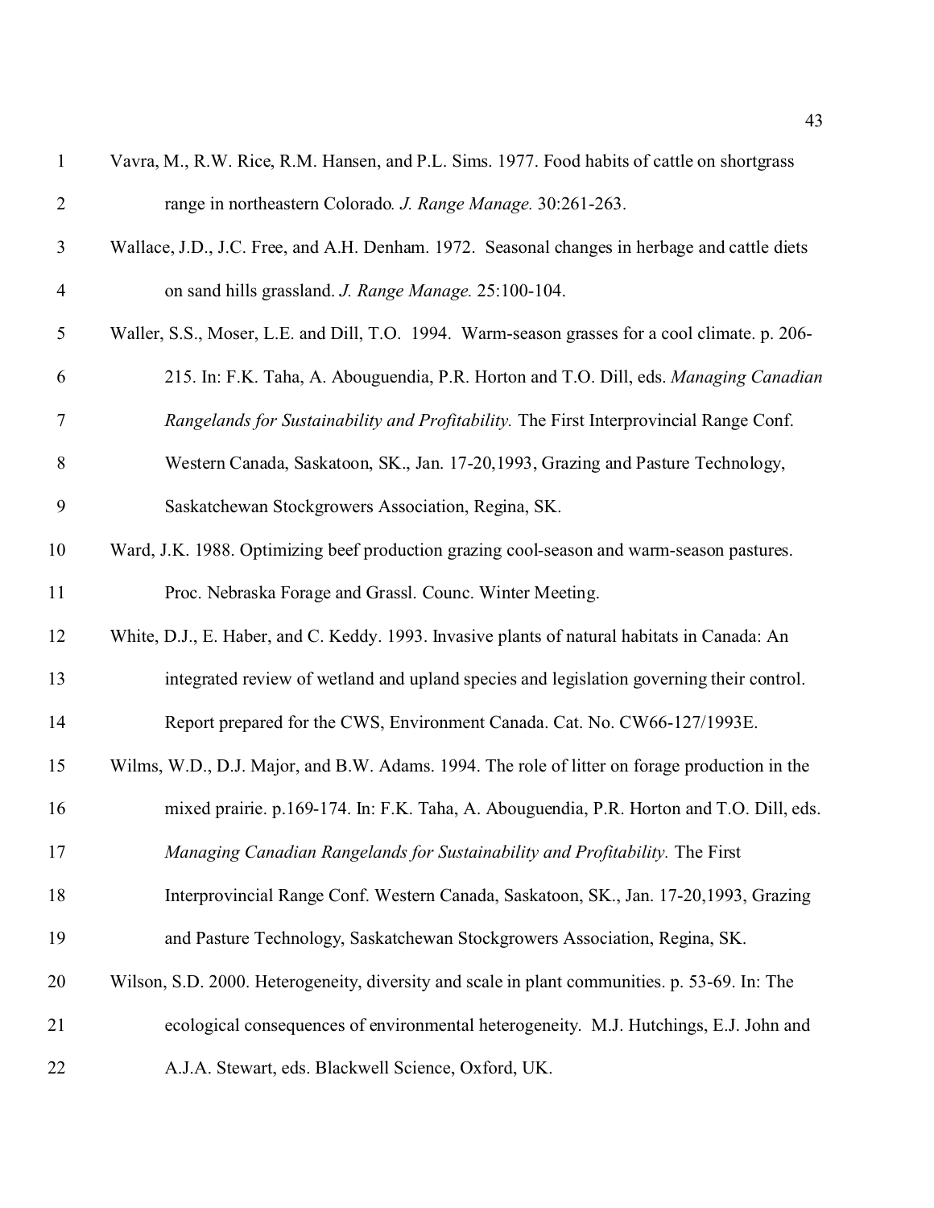Vavra, M., R.W. Rice, R.M. Hansen, and P.L. Sims. 1977. Food habits of cattle on shortgrass range in northeastern Colorado. *J. Range Manage.* 30:261-263.

Wallace, J.D., J.C. Free, and A.H. Denham. 1972. Seasonal changes in herbage and cattle diets on sand hills grassland. *J. Range Manage.* 25:100-104.

Waller, S.S., Moser, L.E. and Dill, T.O. 1994. Warm-season grasses for a cool climate. p. 206-215. In: F.K. Taha, A. Abouguendia, P.R. Horton and T.O. Dill, eds. *Managing Canadian Rangelands for Sustainability and Profitability.* The First Interprovincial Range Conf. Western Canada, Saskatoon, SK., Jan. 17-20,1993, Grazing and Pasture Technology, Saskatchewan Stockgrowers Association, Regina, SK.

Ward, J.K. 1988. Optimizing beef production grazing cool-season and warm-season pastures. Proc. Nebraska Forage and Grassl. Counc. Winter Meeting.

White, D.J., E. Haber, and C. Keddy. 1993. Invasive plants of natural habitats in Canada: An integrated review of wetland and upland species and legislation governing their control. Report prepared for the CWS, Environment Canada. Cat. No. CW66-127/1993E.

Wilms, W.D., D.J. Major, and B.W. Adams. 1994. The role of litter on forage production in the mixed prairie. p.169-174. In: F.K. Taha, A. Abouguendia, P.R. Horton and T.O. Dill, eds. *Managing Canadian Rangelands for Sustainability and Profitability.* The First Interprovincial Range Conf. Western Canada, Saskatoon, SK., Jan. 17-20,1993, Grazing and Pasture Technology, Saskatchewan Stockgrowers Association, Regina, SK.

Wilson, S.D. 2000. Heterogeneity, diversity and scale in plant communities. p. 53-69. In: The ecological consequences of environmental heterogeneity. M.J. Hutchings, E.J. John and A.J.A. Stewart, eds. Blackwell Science, Oxford, UK.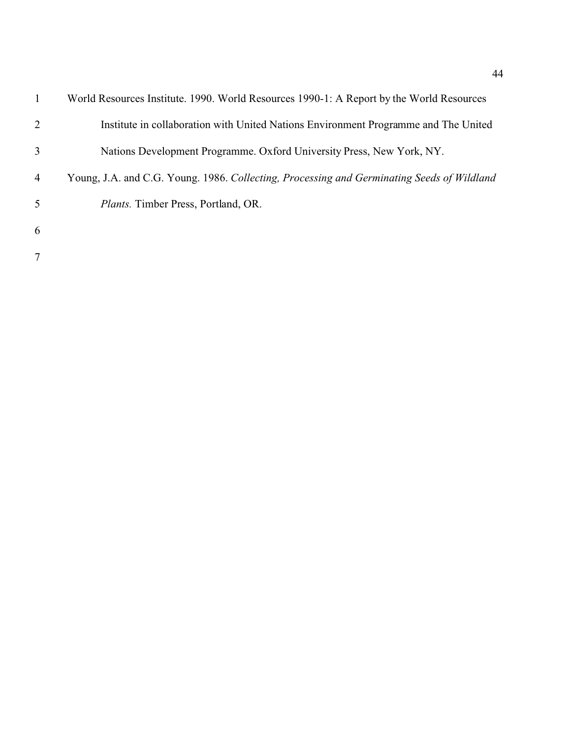World Resources Institute. 1990. World Resources 1990-1: A Report by the World Resources Institute in collaboration with United Nations Environment Programme and The United Nations Development Programme. Oxford University Press, New York, NY.

Young, J.A. and C.G. Young. 1986. *Collecting, Processing and Germinating Seeds of Wildland Plants.* Timber Press, Portland, OR.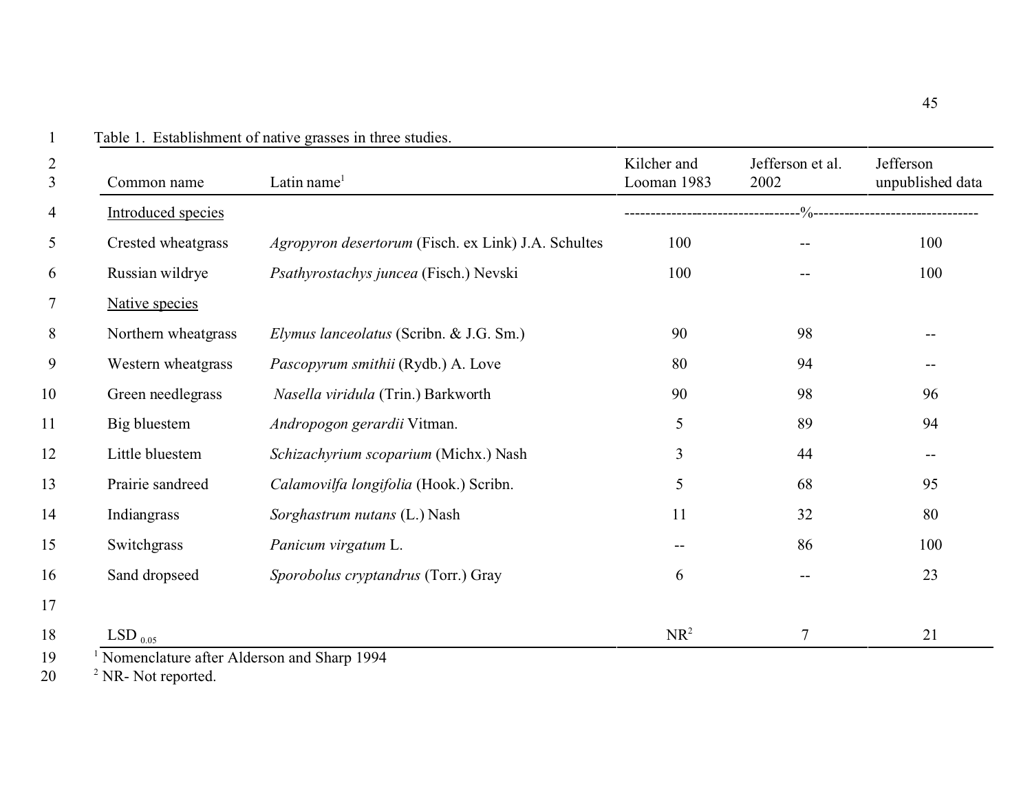Table 1. Establishment of native grasses in three studies.

| Common name | Latin name[1] | Kilcher and Looman 1983 | Jefferson et al. 2002 | Jefferson unpublished data |
|---|---|---|---|---|
| Introduced species | | ---------------------------------- | %---------------------------------- | |
| Crested wheatgrass | *Agropyron desertorum* (Fisch. ex Link) J.A. Schultes | 100 | -- | 100 |
| Russian wildrye | *Psathyrostachys juncea* (Fisch.) Nevski | 100 | -- | 100 |
| Native species | | | | |
| Northern wheatgrass | *Elymus lanceolatus* (Scribn. & J.G. Sm.) | 90 | 98 | -- |
| Western wheatgrass | *Pascopyrum smithii* (Rydb.) A. Love | 80 | 94 | -- |
| Green needlegrass | *Nasella viridula* (Trin.) Barkworth | 90 | 98 | 96 |
| Big bluestem | *Andropogon gerardii* Vitman. | 5 | 89 | 94 |
| Little bluestem | *Schizachyrium scoparium* (Michx.) Nash | 3 | 44 | -- |
| Prairie sandreed | *Calamovilfa longifolia* (Hook.) Scribn. | 5 | 68 | 95 |
| Indiangrass | *Sorghastrum nutans* (L.) Nash | 11 | 32 | 80 |
| Switchgrass | *Panicum virgatum* L. | -- | 86 | 100 |
| Sand dropseed | *Sporobolus cryptandrus* (Torr.) Gray | 6 | -- | 23 |
| | | | | |
| $LSD_{0.05}$ | | NR[2] | 7 | 21 |

[1] Nomenclature after Alderson and Sharp 1994

[2] NR- Not reported.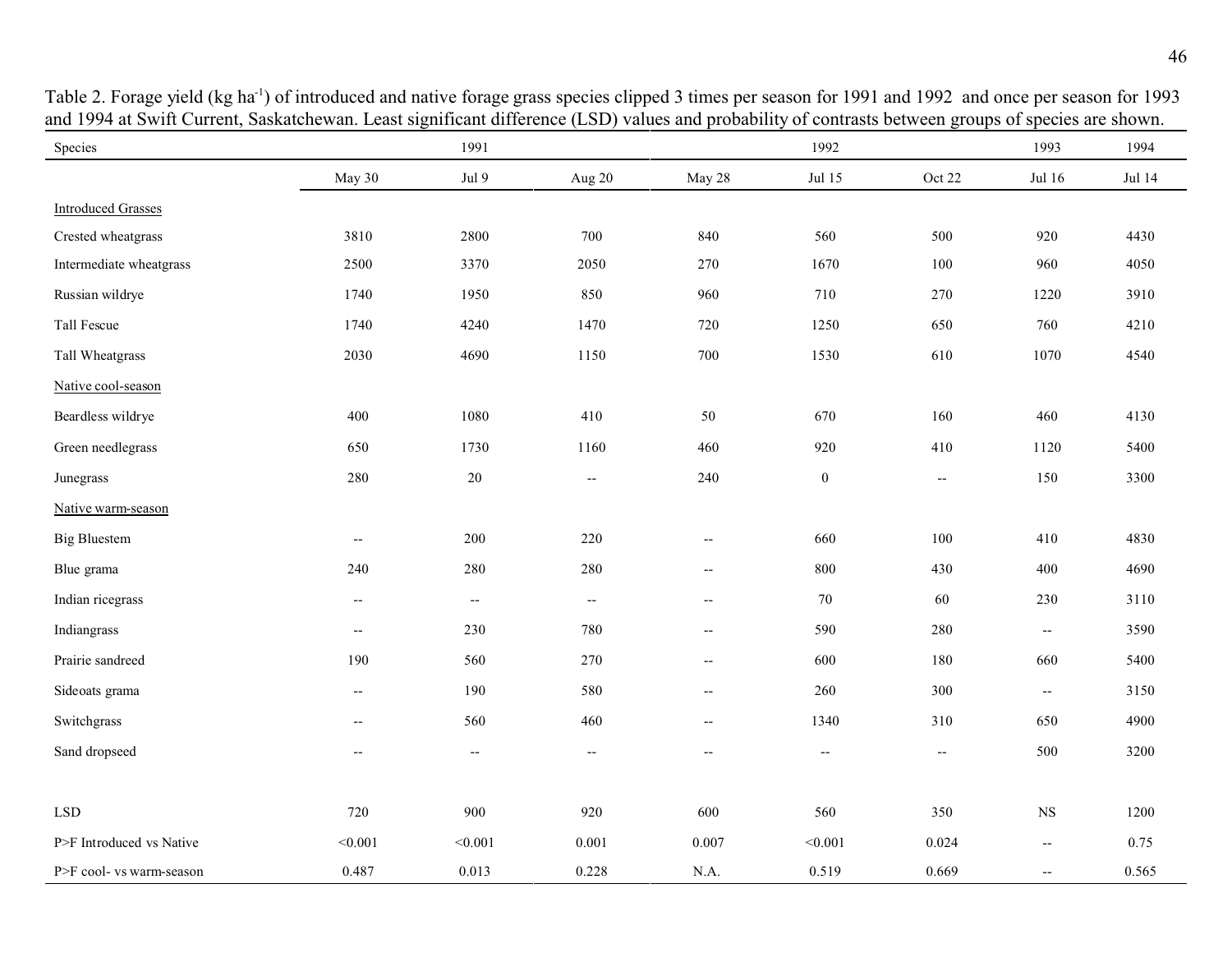Table 2. Forage yield (kg ha$^{-1}$) of introduced and native forage grass species clipped 3 times per season for 1991 and 1992 and once per season for 1993 and 1994 at Swift Current, Saskatchewan. Least significant difference (LSD) values and probability of contrasts between groups of species are shown.

| Species | 1991 | | | 1992 | | | 1993 | 1994 |
|---|---|---|---|---|---|---|---|---|
| | May 30 | Jul 9 | Aug 20 | May 28 | Jul 15 | Oct 22 | Jul 16 | Jul 14 |
| Introduced Grasses | | | | | | | | |
| Crested wheatgrass | 3810 | 2800 | 700 | 840 | 560 | 500 | 920 | 4430 |
| Intermediate wheatgrass | 2500 | 3370 | 2050 | 270 | 1670 | 100 | 960 | 4050 |
| Russian wildrye | 1740 | 1950 | 850 | 960 | 710 | 270 | 1220 | 3910 |
| Tall Fescue | 1740 | 4240 | 1470 | 720 | 1250 | 650 | 760 | 4210 |
| Tall Wheatgrass | 2030 | 4690 | 1150 | 700 | 1530 | 610 | 1070 | 4540 |
| Native cool-season | | | | | | | | |
| Beardless wildrye | 400 | 1080 | 410 | 50 | 670 | 160 | 460 | 4130 |
| Green needlegrass | 650 | 1730 | 1160 | 460 | 920 | 410 | 1120 | 5400 |
| Junegrass | 280 | 20 | -- | 240 | 0 | -- | 150 | 3300 |
| Native warm-season | | | | | | | | |
| Big Bluestem | -- | 200 | 220 | -- | 660 | 100 | 410 | 4830 |
| Blue grama | 240 | 280 | 280 | -- | 800 | 430 | 400 | 4690 |
| Indian ricegrass | -- | -- | -- | -- | 70 | 60 | 230 | 3110 |
| Indiangrass | -- | 230 | 780 | -- | 590 | 280 | -- | 3590 |
| Prairie sandreed | 190 | 560 | 270 | -- | 600 | 180 | 660 | 5400 |
| Sideoats grama | -- | 190 | 580 | -- | 260 | 300 | -- | 3150 |
| Switchgrass | -- | 560 | 460 | -- | 1340 | 310 | 650 | 4900 |
| Sand dropseed | -- | -- | -- | -- | -- | -- | 500 | 3200 |
| | | | | | | | | |
| LSD | 720 | 900 | 920 | 600 | 560 | 350 | NS | 1200 |
| P>F Introduced vs Native | <0.001 | <0.001 | 0.001 | 0.007 | <0.001 | 0.024 | -- | 0.75 |
| P>F cool- vs warm-season | 0.487 | 0.013 | 0.228 | N.A. | 0.519 | 0.669 | -- | 0.565 |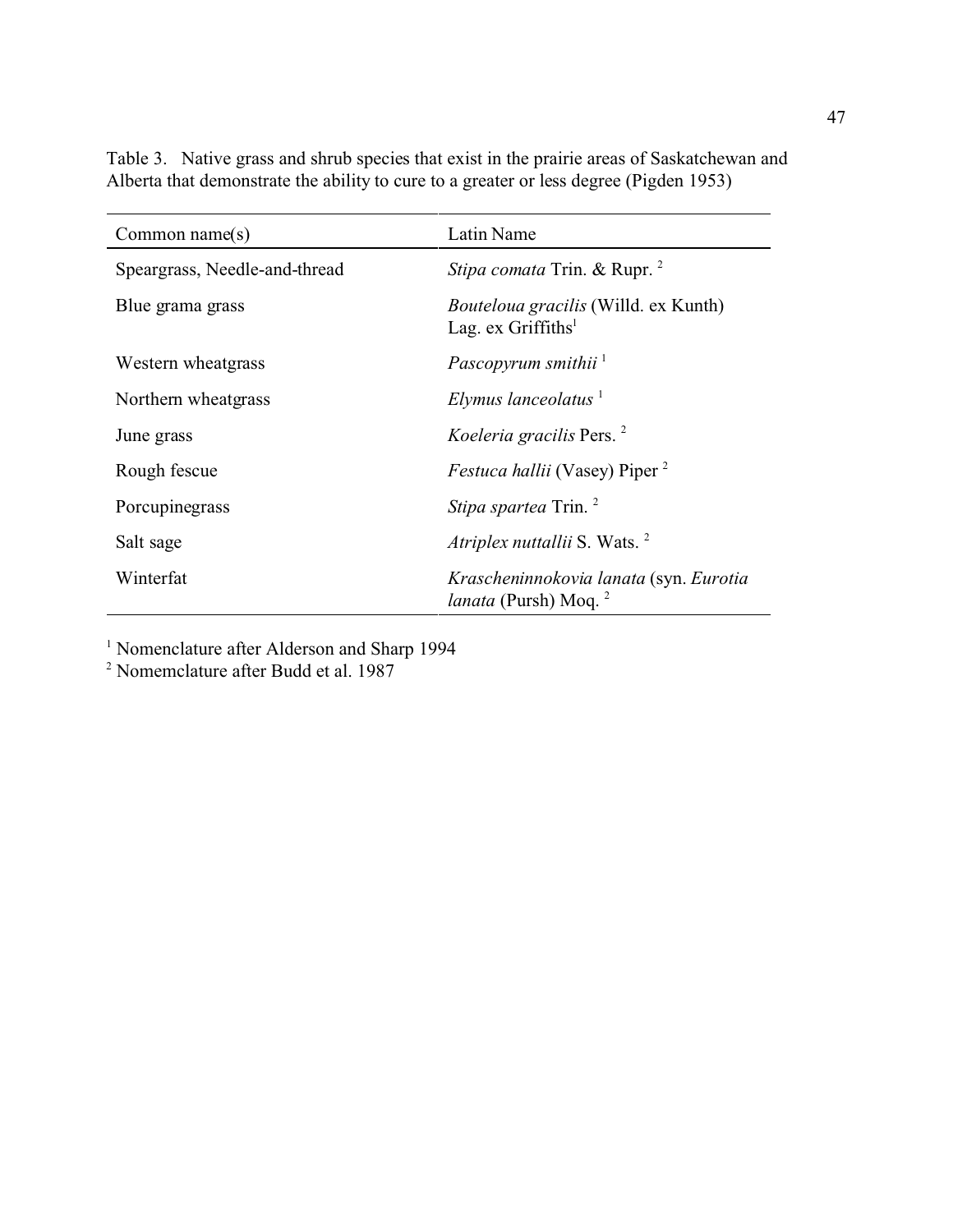Table 3. Native grass and shrub species that exist in the prairie areas of Saskatchewan and Alberta that demonstrate the ability to cure to a greater or less degree (Pigden 1953)

| Common name(s) | Latin Name |
|---|---|
| Speargrass, Needle-and-thread | *Stipa comata* Trin. & Rupr. [2] |
| Blue grama grass | *Bouteloua gracilis* (Willd. ex Kunth) Lag. ex Griffiths[1] |
| Western wheatgrass | *Pascopyrum smithii* [1] |
| Northern wheatgrass | *Elymus lanceolatus* [1] |
| June grass | *Koeleria gracilis* Pers. [2] |
| Rough fescue | *Festuca hallii* (Vasey) Piper [2] |
| Porcupinegrass | *Stipa spartea* Trin. [2] |
| Salt sage | *Atriplex nuttallii* S. Wats. [2] |
| Winterfat | *Krascheninnokovia lanata* (syn. *Eurotia lanata* (Pursh) Moq. [2] |

[1] Nomenclature after Alderson and Sharp 1994

[2] Nomemclature after Budd et al. 1987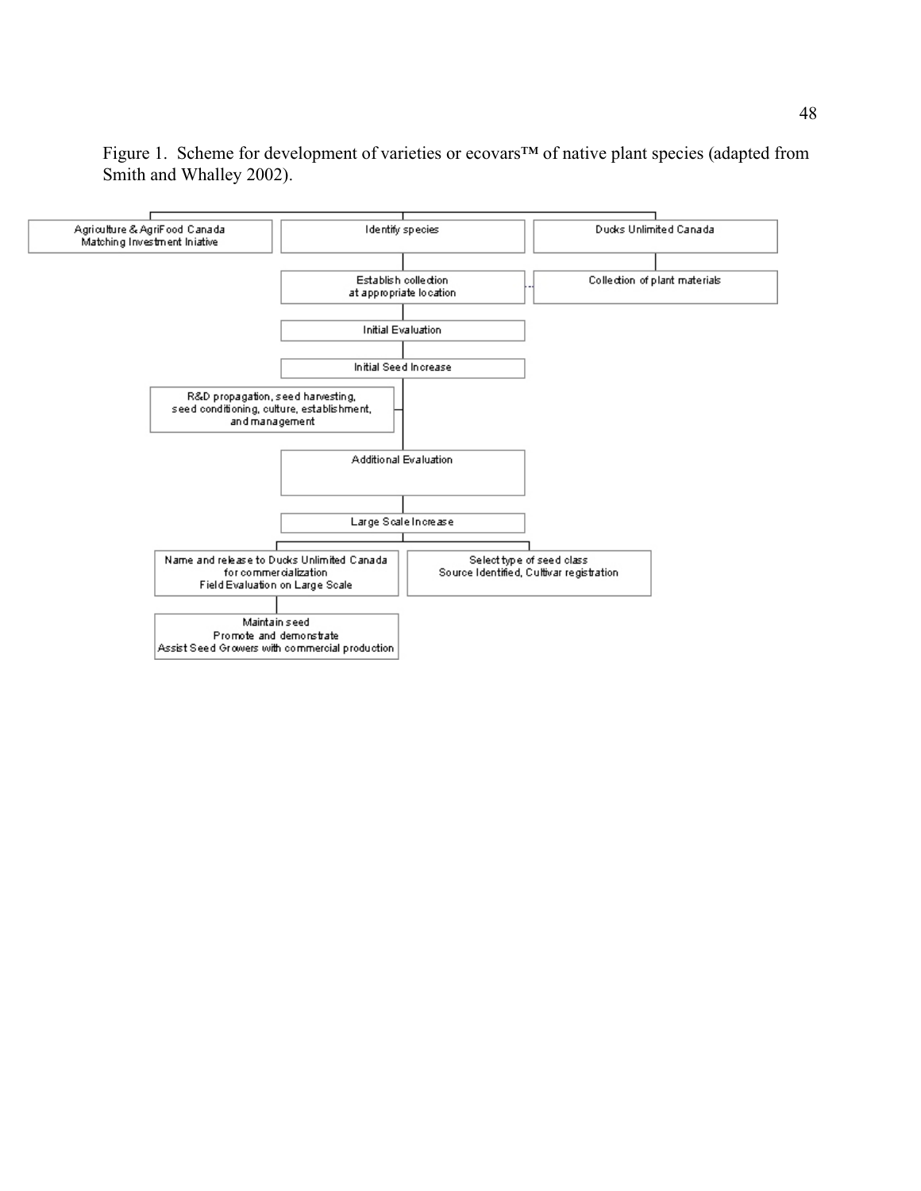Figure 1. Scheme for development of varieties or ecovars™ of native plant species (adapted from Smith and Whalley 2002).

Agriculture & AgriFood Canada
Matching Investment Iniative

Identify species

Ducks Unlimited Canada

Establish collection
at appropriate location

Collection of plant materials

Initial Evaluation

Initial Seed Increase

R&D propagation, seed harvesting,
seed conditioning, culture, establishment,
and management

Additional Evaluation

Large Scale Increase

Name and release to Ducks Unlimited Canada
for commercialization
Field Evaluation on Large Scale

Select type of seed class
Source Identified, Cultivar registration

Maintain seed
Promote and demonstrate
Assist Seed Growers with commercial production